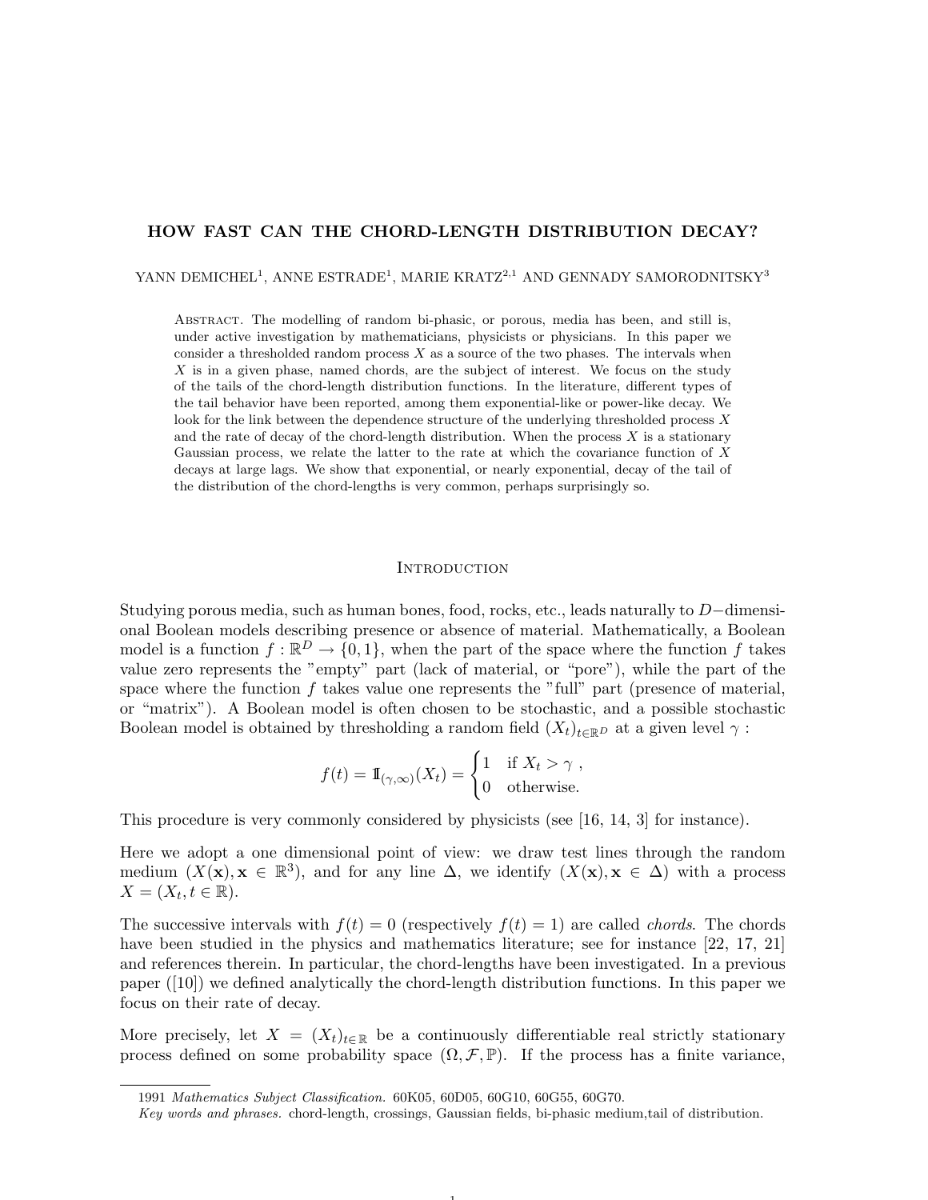# HOW FAST CAN THE CHORD-LENGTH DISTRIBUTION DECAY?

YANN DEMICHEL[1], ANNE ESTRADE[1], MARIE KRATZ[2,1] AND GENNADY SAMORODNITSKY[3]

Abstract. The modelling of random bi-phasic, or porous, media has been, and still is, under active investigation by mathematicians, physicists or physicians. In this paper we consider a thresholded random process $X$ as a source of the two phases. The intervals when $X$ is in a given phase, named chords, are the subject of interest. We focus on the study of the tails of the chord-length distribution functions. In the literature, different types of the tail behavior have been reported, among them exponential-like or power-like decay. We look for the link between the dependence structure of the underlying thresholded process $X$ and the rate of decay of the chord-length distribution. When the process $X$ is a stationary Gaussian process, we relate the latter to the rate at which the covariance function of $X$ decays at large lags. We show that exponential, or nearly exponential, decay of the tail of the distribution of the chord-lengths is very common, perhaps surprisingly so.

## Introduction

Studying porous media, such as human bones, food, rocks, etc., leads naturally to $D-$dimensional Boolean models describing presence or absence of material. Mathematically, a Boolean model is a function $f : \mathbb{R}^D \to \{0, 1\}$, when the part of the space where the function $f$ takes value zero represents the "empty" part (lack of material, or "pore"), while the part of the space where the function $f$ takes value one represents the "full" part (presence of material, or "matrix"). A Boolean model is often chosen to be stochastic, and a possible stochastic Boolean model is obtained by thresholding a random field $(X_t)_{t\in\mathbb{R}^D}$ at a given level $\gamma$ :

$$f(t) = \mathbb{1}_{(\gamma,\infty)}(X_t) = \begin{cases} 1 & \text{if } X_t > \gamma \ , \\ 0 & \text{otherwise.} \end{cases}$$

This procedure is very commonly considered by physicists (see [16, 14, 3] for instance).

Here we adopt a one dimensional point of view: we draw test lines through the random medium $(X(\mathbf{x}), \mathbf{x} \in \mathbb{R}^3)$, and for any line $\Delta$, we identify $(X(\mathbf{x}), \mathbf{x} \in \Delta)$ with a process $X = (X_t, t \in \mathbb{R})$.

The successive intervals with $f(t) = 0$ (respectively $f(t) = 1$) are called *chords*. The chords have been studied in the physics and mathematics literature; see for instance [22, 17, 21] and references therein. In particular, the chord-lengths have been investigated. In a previous paper ([10]) we defined analytically the chord-length distribution functions. In this paper we focus on their rate of decay.

More precisely, let $X = (X_t)_{t\in\mathbb{R}}$ be a continuously differentiable real strictly stationary process defined on some probability space $(\Omega, \mathcal{F}, \mathbb{P})$. If the process has a finite variance,

1991 *Mathematics Subject Classification.* 60K05, 60D05, 60G10, 60G55, 60G70.

*Key words and phrases.* chord-length, crossings, Gaussian fields, bi-phasic medium,tail of distribution.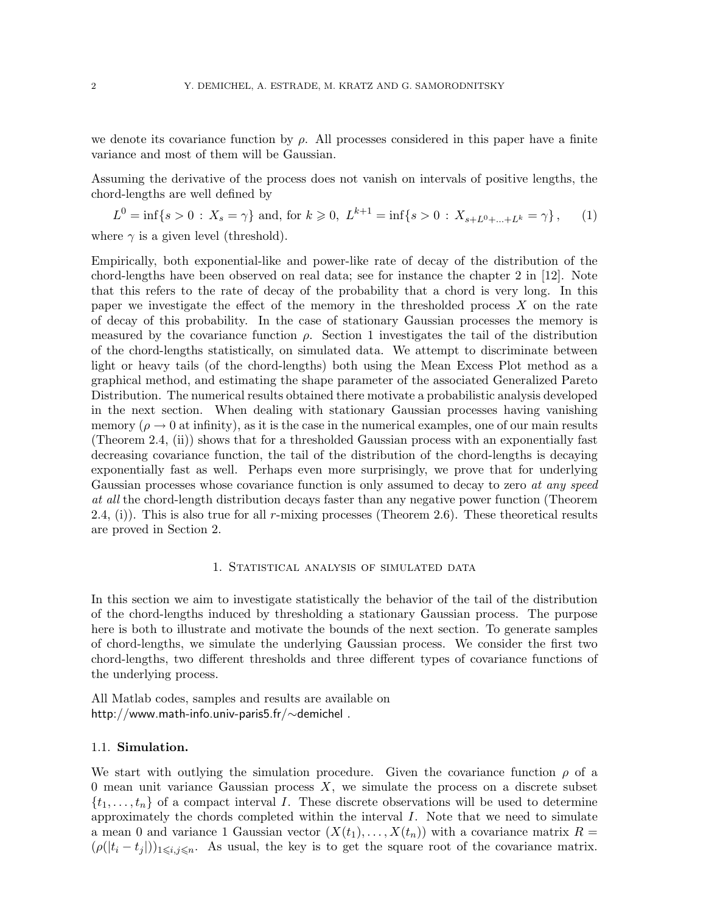we denote its covariance function by $\rho$. All processes considered in this paper have a finite variance and most of them will be Gaussian.

Assuming the derivative of the process does not vanish on intervals of positive lengths, the chord-lengths are well defined by

$$L^0 = \inf\{s > 0 \,:\, X_s = \gamma\} \text{ and, for } k \geqslant 0,\ L^{k+1} = \inf\{s > 0 \,:\, X_{s+L^0+\ldots+L^k} = \gamma\}\,, \qquad (1)$$

where $\gamma$ is a given level (threshold).

Empirically, both exponential-like and power-like rate of decay of the distribution of the chord-lengths have been observed on real data; see for instance the chapter 2 in [12]. Note that this refers to the rate of decay of the probability that a chord is very long. In this paper we investigate the effect of the memory in the thresholded process $X$ on the rate of decay of this probability. In the case of stationary Gaussian processes the memory is measured by the covariance function $\rho$. Section 1 investigates the tail of the distribution of the chord-lengths statistically, on simulated data. We attempt to discriminate between light or heavy tails (of the chord-lengths) both using the Mean Excess Plot method as a graphical method, and estimating the shape parameter of the associated Generalized Pareto Distribution. The numerical results obtained there motivate a probabilistic analysis developed in the next section. When dealing with stationary Gaussian processes having vanishing memory ($\rho \to 0$ at infinity), as it is the case in the numerical examples, one of our main results (Theorem 2.4, (ii)) shows that for a thresholded Gaussian process with an exponentially fast decreasing covariance function, the tail of the distribution of the chord-lengths is decaying exponentially fast as well. Perhaps even more surprisingly, we prove that for underlying Gaussian processes whose covariance function is only assumed to decay to zero *at any speed at all* the chord-length distribution decays faster than any negative power function (Theorem 2.4, (i)). This is also true for all $r$-mixing processes (Theorem 2.6). These theoretical results are proved in Section 2.

## 1. Statistical analysis of simulated data

In this section we aim to investigate statistically the behavior of the tail of the distribution of the chord-lengths induced by thresholding a stationary Gaussian process. The purpose here is both to illustrate and motivate the bounds of the next section. To generate samples of chord-lengths, we simulate the underlying Gaussian process. We consider the first two chord-lengths, two different thresholds and three different types of covariance functions of the underlying process.

All Matlab codes, samples and results are available on
http://www.math-info.univ-paris5.fr/∼demichel .

### 1.1. Simulation.

We start with outlying the simulation procedure. Given the covariance function $\rho$ of a 0 mean unit variance Gaussian process $X$, we simulate the process on a discrete subset $\{t_1, \ldots, t_n\}$ of a compact interval $I$. These discrete observations will be used to determine approximately the chords completed within the interval $I$. Note that we need to simulate a mean 0 and variance 1 Gaussian vector $(X(t_1), \ldots, X(t_n))$ with a covariance matrix $R = (\rho(|t_i - t_j|))_{1\leqslant i,j\leqslant n}$. As usual, the key is to get the square root of the covariance matrix.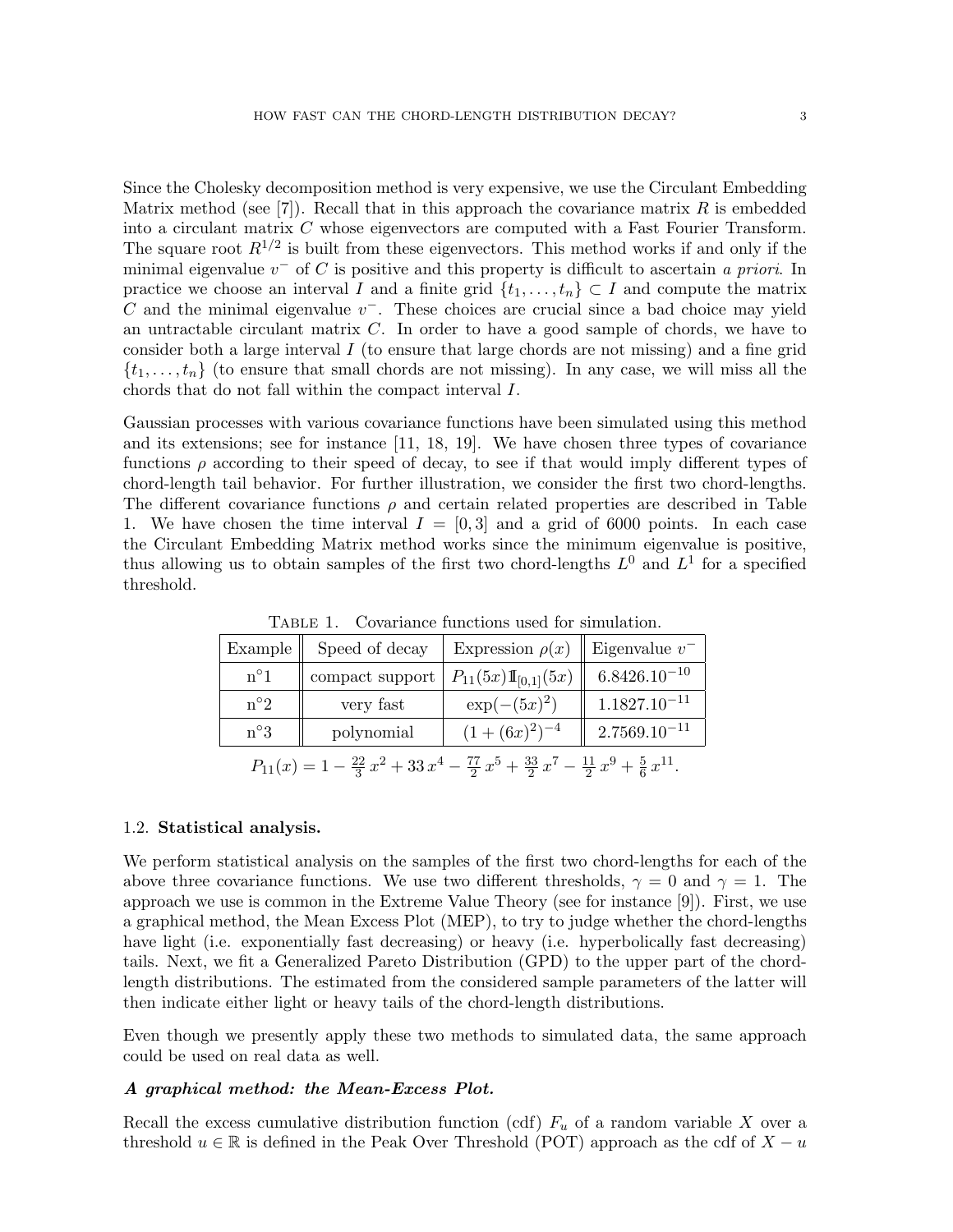Since the Cholesky decomposition method is very expensive, we use the Circulant Embedding Matrix method (see [7]). Recall that in this approach the covariance matrix $R$ is embedded into a circulant matrix $C$ whose eigenvectors are computed with a Fast Fourier Transform. The square root $R^{1/2}$ is built from these eigenvectors. This method works if and only if the minimal eigenvalue $v^-$ of $C$ is positive and this property is difficult to ascertain *a priori*. In practice we choose an interval $I$ and a finite grid $\{t_1, \ldots, t_n\} \subset I$ and compute the matrix $C$ and the minimal eigenvalue $v^-$. These choices are crucial since a bad choice may yield an untractable circulant matrix $C$. In order to have a good sample of chords, we have to consider both a large interval $I$ (to ensure that large chords are not missing) and a fine grid $\{t_1, \ldots, t_n\}$ (to ensure that small chords are not missing). In any case, we will miss all the chords that do not fall within the compact interval $I$.

Gaussian processes with various covariance functions have been simulated using this method and its extensions; see for instance [11, 18, 19]. We have chosen three types of covariance functions $\rho$ according to their speed of decay, to see if that would imply different types of chord-length tail behavior. For further illustration, we consider the first two chord-lengths. The different covariance functions $\rho$ and certain related properties are described in Table 1. We have chosen the time interval $I = [0, 3]$ and a grid of 6000 points. In each case the Circulant Embedding Matrix method works since the minimum eigenvalue is positive, thus allowing us to obtain samples of the first two chord-lengths $L^0$ and $L^1$ for a specified threshold.

Table 1. Covariance functions used for simulation.

| Example | Speed of decay | Expression $\rho(x)$ | Eigenvalue $v^-$ |
|---|---|---|---|
| n°1 | compact support | $P_{11}(5x)\mathbb{1}_{[0,1]}(5x)$ | $6.8426.10^{-10}$ |
| n°2 | very fast | $\exp(-(5x)^2)$ | $1.1827.10^{-11}$ |
| n°3 | polynomial | $(1 + (6x)^2)^{-4}$ | $2.7569.10^{-11}$ |

$$P_{11}(x) = 1 - \tfrac{22}{3}\,x^2 + 33\,x^4 - \tfrac{77}{2}\,x^5 + \tfrac{33}{2}\,x^7 - \tfrac{11}{2}\,x^9 + \tfrac{5}{6}\,x^{11}.$$

## 1.2. Statistical analysis.

We perform statistical analysis on the samples of the first two chord-lengths for each of the above three covariance functions. We use two different thresholds, $\gamma = 0$ and $\gamma = 1$. The approach we use is common in the Extreme Value Theory (see for instance [9]). First, we use a graphical method, the Mean Excess Plot (MEP), to try to judge whether the chord-lengths have light (i.e. exponentially fast decreasing) or heavy (i.e. hyperbolically fast decreasing) tails. Next, we fit a Generalized Pareto Distribution (GPD) to the upper part of the chord-length distributions. The estimated from the considered sample parameters of the latter will then indicate either light or heavy tails of the chord-length distributions.

Even though we presently apply these two methods to simulated data, the same approach could be used on real data as well.

***A graphical method: the Mean-Excess Plot.***

Recall the excess cumulative distribution function (cdf) $F_u$ of a random variable $X$ over a threshold $u \in \mathbb{R}$ is defined in the Peak Over Threshold (POT) approach as the cdf of $X - u$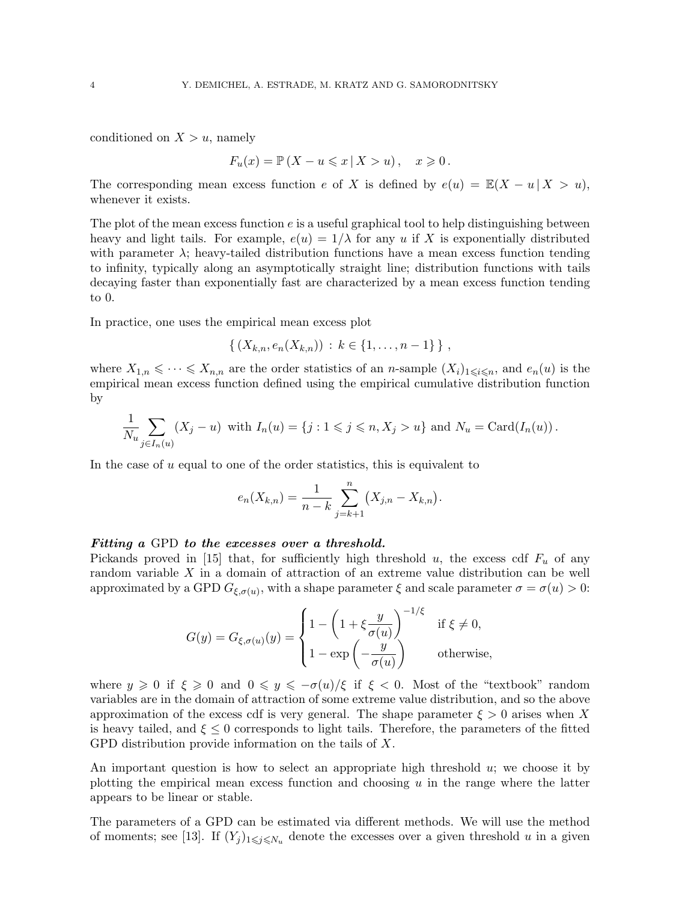conditioned on $X > u$, namely

$$F_u(x) = \mathbb{P}\left(X - u \leqslant x \,|\, X > u\right), \quad x \geqslant 0\,.$$

The corresponding mean excess function $e$ of $X$ is defined by $e(u) = \mathbb{E}(X - u \,|\, X > u)$, whenever it exists.

The plot of the mean excess function $e$ is a useful graphical tool to help distinguishing between heavy and light tails. For example, $e(u) = 1/\lambda$ for any $u$ if $X$ is exponentially distributed with parameter $\lambda$; heavy-tailed distribution functions have a mean excess function tending to infinity, typically along an asymptotically straight line; distribution functions with tails decaying faster than exponentially fast are characterized by a mean excess function tending to 0.

In practice, one uses the empirical mean excess plot

$$\left\{ \left(X_{k,n}, e_n(X_{k,n})\right) \,:\, k \in \{1, \ldots, n-1\} \right\},$$

where $X_{1,n} \leqslant \cdots \leqslant X_{n,n}$ are the order statistics of an $n$-sample $(X_i)_{1\leqslant i\leqslant n}$, and $e_n(u)$ is the empirical mean excess function defined using the empirical cumulative distribution function by

$$\frac{1}{N_u}\sum_{j\in I_n(u)} (X_j - u) \ \text{ with } I_n(u) = \{j : 1 \leqslant j \leqslant n, X_j > u\} \text{ and } N_u = \mathrm{Card}(I_n(u))\,.$$

In the case of $u$ equal to one of the order statistics, this is equivalent to

$$e_n(X_{k,n}) = \frac{1}{n-k}\sum_{j=k+1}^{n} \big(X_{j,n} - X_{k,n}\big).$$

***Fitting a* GPD *to the excesses over a threshold.***
Pickands proved in [15] that, for sufficiently high threshold $u$, the excess cdf $F_u$ of any random variable $X$ in a domain of attraction of an extreme value distribution can be well approximated by a GPD $G_{\xi,\sigma(u)}$, with a shape parameter $\xi$ and scale parameter $\sigma = \sigma(u) > 0$:

$$G(y) = G_{\xi,\sigma(u)}(y) = \begin{cases} 1 - \left(1 + \xi \dfrac{y}{\sigma(u)}\right)^{-1/\xi} & \text{if } \xi \neq 0, \\ 1 - \exp\left(-\dfrac{y}{\sigma(u)}\right) & \text{otherwise,} \end{cases}$$

where $y \geqslant 0$ if $\xi \geqslant 0$ and $0 \leqslant y \leqslant -\sigma(u)/\xi$ if $\xi < 0$. Most of the "textbook" random variables are in the domain of attraction of some extreme value distribution, and so the above approximation of the excess cdf is very general. The shape parameter $\xi > 0$ arises when $X$ is heavy tailed, and $\xi \leq 0$ corresponds to light tails. Therefore, the parameters of the fitted GPD distribution provide information on the tails of $X$.

An important question is how to select an appropriate high threshold $u$; we choose it by plotting the empirical mean excess function and choosing $u$ in the range where the latter appears to be linear or stable.

The parameters of a GPD can be estimated via different methods. We will use the method of moments; see [13]. If $(Y_j)_{1\leqslant j\leqslant N_u}$ denote the excesses over a given threshold $u$ in a given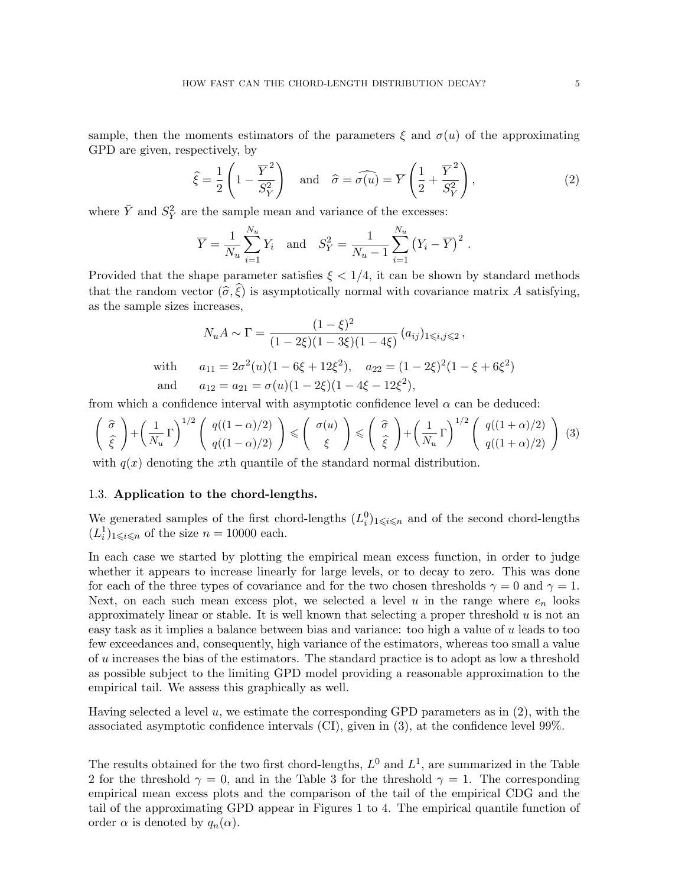sample, then the moments estimators of the parameters $\xi$ and $\sigma(u)$ of the approximating GPD are given, respectively, by

$$\widehat{\xi} = \frac{1}{2}\left(1 - \frac{\overline{Y}^2}{S_Y^2}\right) \quad \text{and} \quad \widehat{\sigma} = \widehat{\sigma(u)} = \overline{Y}\left(\frac{1}{2} + \frac{\overline{Y}^2}{S_Y^2}\right), \tag{2}$$

where $\bar{Y}$ and $S_Y^2$ are the sample mean and variance of the excesses:

$$\overline{Y} = \frac{1}{N_u}\sum_{i=1}^{N_u} Y_i \quad \text{and} \quad S_Y^2 = \frac{1}{N_u - 1}\sum_{i=1}^{N_u}\left(Y_i - \overline{Y}\right)^2 .$$

Provided that the shape parameter satisfies $\xi < 1/4$, it can be shown by standard methods that the random vector $(\widehat{\sigma}, \widehat{\xi})$ is asymptotically normal with covariance matrix $A$ satisfying, as the sample sizes increases,

$$N_u A \sim \Gamma = \frac{(1-\xi)^2}{(1-2\xi)(1-3\xi)(1-4\xi)}\,(a_{ij})_{1\leqslant i,j\leqslant 2}\,,$$

$$\text{with} \qquad a_{11} = 2\sigma^2(u)(1-6\xi+12\xi^2), \quad a_{22} = (1-2\xi)^2(1-\xi+6\xi^2)$$

$$\text{and} \qquad a_{12} = a_{21} = \sigma(u)(1-2\xi)(1-4\xi-12\xi^2),$$

from which a confidence interval with asymptotic confidence level $\alpha$ can be deduced:

$$\begin{pmatrix} \widehat{\sigma} \\ \widehat{\xi} \end{pmatrix} + \left(\frac{1}{N_u}\Gamma\right)^{1/2} \begin{pmatrix} q((1-\alpha)/2) \\ q((1-\alpha)/2) \end{pmatrix} \leqslant \begin{pmatrix} \sigma(u) \\ \xi \end{pmatrix} \leqslant \begin{pmatrix} \widehat{\sigma} \\ \widehat{\xi} \end{pmatrix} + \left(\frac{1}{N_u}\Gamma\right)^{1/2} \begin{pmatrix} q((1+\alpha)/2) \\ q((1+\alpha)/2) \end{pmatrix} \tag{3}$$

with $q(x)$ denoting the $x$th quantile of the standard normal distribution.

### 1.3. **Application to the chord-lengths.**

We generated samples of the first chord-lengths $(L_i^0)_{1\leqslant i\leqslant n}$ and of the second chord-lengths $(L_i^1)_{1\leqslant i\leqslant n}$ of the size $n = 10000$ each.

In each case we started by plotting the empirical mean excess function, in order to judge whether it appears to increase linearly for large levels, or to decay to zero. This was done for each of the three types of covariance and for the two chosen thresholds $\gamma = 0$ and $\gamma = 1$. Next, on each such mean excess plot, we selected a level $u$ in the range where $e_n$ looks approximately linear or stable. It is well known that selecting a proper threshold $u$ is not an easy task as it implies a balance between bias and variance: too high a value of $u$ leads to too few exceedances and, consequently, high variance of the estimators, whereas too small a value of $u$ increases the bias of the estimators. The standard practice is to adopt as low a threshold as possible subject to the limiting GPD model providing a reasonable approximation to the empirical tail. We assess this graphically as well.

Having selected a level $u$, we estimate the corresponding GPD parameters as in (2), with the associated asymptotic confidence intervals (CI), given in (3), at the confidence level 99%.

The results obtained for the two first chord-lengths, $L^0$ and $L^1$, are summarized in the Table 2 for the threshold $\gamma = 0$, and in the Table 3 for the threshold $\gamma = 1$. The corresponding empirical mean excess plots and the comparison of the tail of the empirical CDG and the tail of the approximating GPD appear in Figures 1 to 4. The empirical quantile function of order $\alpha$ is denoted by $q_n(\alpha)$.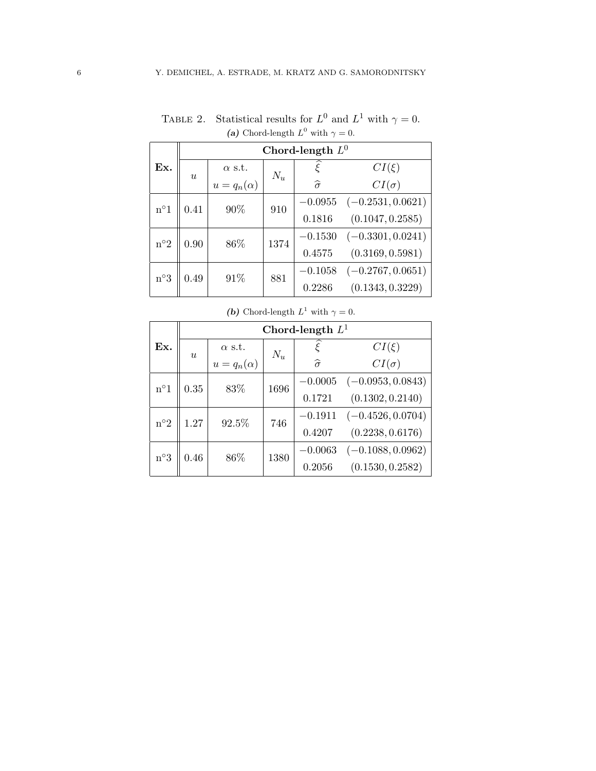TABLE 2. Statistical results for $L^0$ and $L^1$ with $\gamma = 0$.

***(a)*** Chord-length $L^0$ with $\gamma = 0$.

| **Ex.** | **Chord-length $L^0$** | | | | |
|---|---|---|---|---|---|
| | $u$ | $\alpha$ s.t. $u = q_n(\alpha)$ | $N_u$ | $\widehat{\xi}$ / $\widehat{\sigma}$ | $CI(\xi)$ / $CI(\sigma)$ |
| n°1 | 0.41 | 90% | 910 | $-0.0955$ | $(-0.2531, 0.0621)$ |
| | | | | $0.1816$ | $(0.1047, 0.2585)$ |
| n°2 | 0.90 | 86% | 1374 | $-0.1530$ | $(-0.3301, 0.0241)$ |
| | | | | $0.4575$ | $(0.3169, 0.5981)$ |
| n°3 | 0.49 | 91% | 881 | $-0.1058$ | $(-0.2767, 0.0651)$ |
| | | | | $0.2286$ | $(0.1343, 0.3229)$ |

***(b)*** Chord-length $L^1$ with $\gamma = 0$.

| **Ex.** | **Chord-length $L^1$** | | | | |
|---|---|---|---|---|---|
| | $u$ | $\alpha$ s.t. $u = q_n(\alpha)$ | $N_u$ | $\widehat{\xi}$ / $\widehat{\sigma}$ | $CI(\xi)$ / $CI(\sigma)$ |
| n°1 | 0.35 | 83% | 1696 | $-0.0005$ | $(-0.0953, 0.0843)$ |
| | | | | $0.1721$ | $(0.1302, 0.2140)$ |
| n°2 | 1.27 | 92.5% | 746 | $-0.1911$ | $(-0.4526, 0.0704)$ |
| | | | | $0.4207$ | $(0.2238, 0.6176)$ |
| n°3 | 0.46 | 86% | 1380 | $-0.0063$ | $(-0.1088, 0.0962)$ |
| | | | | $0.2056$ | $(0.1530, 0.2582)$ |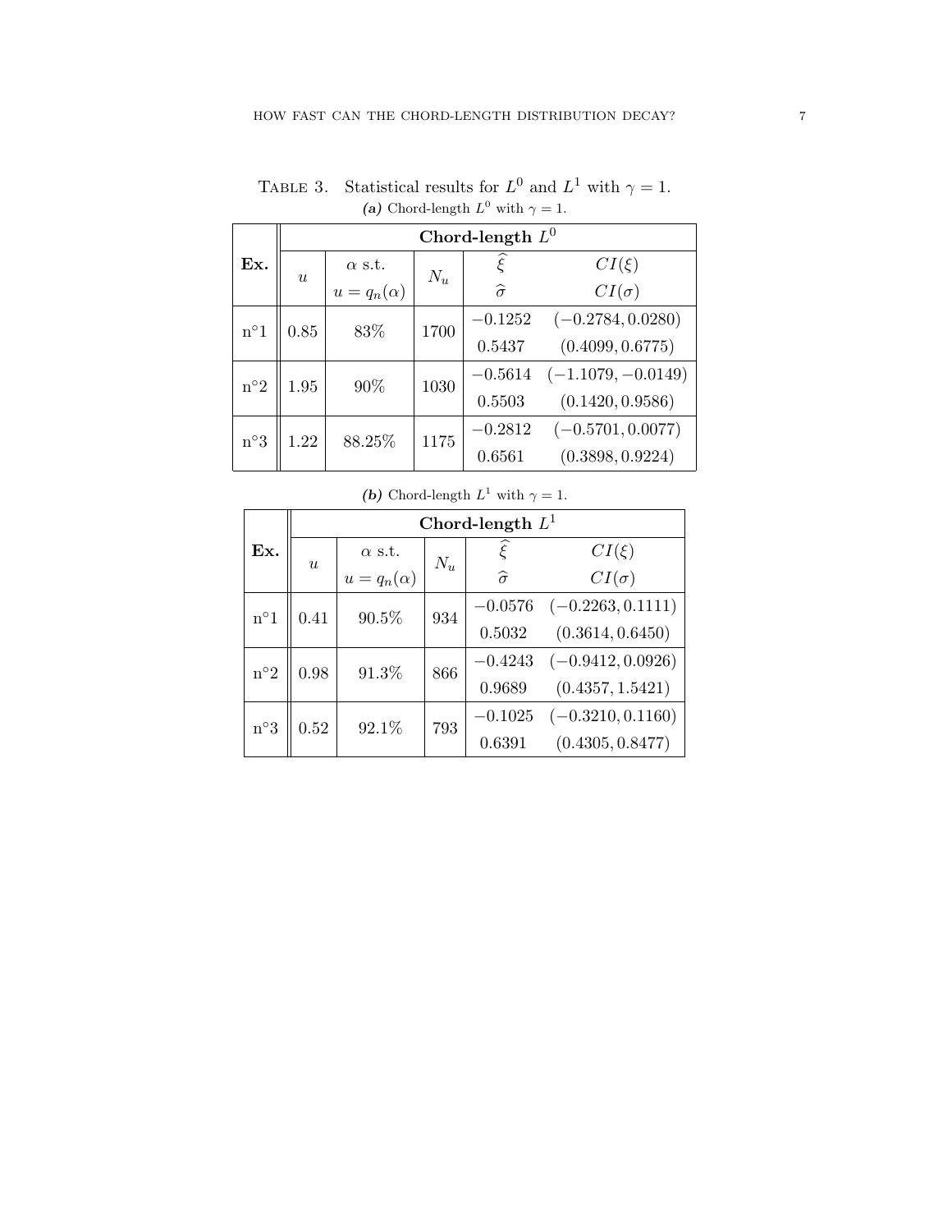TABLE 3. Statistical results for $L^0$ and $L^1$ with $\gamma = 1$.

***(a)*** Chord-length $L^0$ with $\gamma = 1$.

| **Ex.** | **Chord-length $L^0$** | | | | |
|---|---|---|---|---|---|
| | $u$ | $\alpha$ s.t. $u = q_n(\alpha)$ | $N_u$ | $\widehat{\xi}$ / $\widehat{\sigma}$ | $CI(\xi)$ / $CI(\sigma)$ |
| n°1 | 0.85 | 83% | 1700 | $-0.1252$ | $(-0.2784, 0.0280)$ |
| | | | | $0.5437$ | $(0.4099, 0.6775)$ |
| n°2 | 1.95 | 90% | 1030 | $-0.5614$ | $(-1.1079, -0.0149)$ |
| | | | | $0.5503$ | $(0.1420, 0.9586)$ |
| n°3 | 1.22 | 88.25% | 1175 | $-0.2812$ | $(-0.5701, 0.0077)$ |
| | | | | $0.6561$ | $(0.3898, 0.9224)$ |

***(b)*** Chord-length $L^1$ with $\gamma = 1$.

| **Ex.** | **Chord-length $L^1$** | | | | |
|---|---|---|---|---|---|
| | $u$ | $\alpha$ s.t. $u = q_n(\alpha)$ | $N_u$ | $\widehat{\xi}$ / $\widehat{\sigma}$ | $CI(\xi)$ / $CI(\sigma)$ |
| n°1 | 0.41 | 90.5% | 934 | $-0.0576$ | $(-0.2263, 0.1111)$ |
| | | | | $0.5032$ | $(0.3614, 0.6450)$ |
| n°2 | 0.98 | 91.3% | 866 | $-0.4243$ | $(-0.9412, 0.0926)$ |
| | | | | $0.9689$ | $(0.4357, 1.5421)$ |
| n°3 | 0.52 | 92.1% | 793 | $-0.1025$ | $(-0.3210, 0.1160)$ |
| | | | | $0.6391$ | $(0.4305, 0.8477)$ |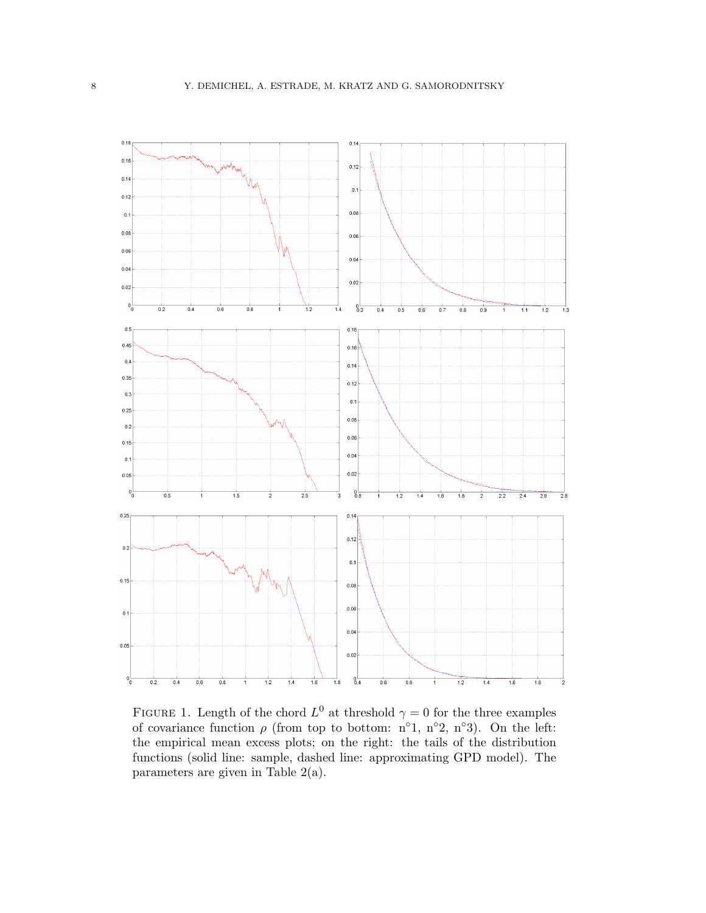FIGURE 1. Length of the chord $L^0$ at threshold $\gamma = 0$ for the three examples of covariance function $\rho$ (from top to bottom: n°1, n°2, n°3). On the left: the empirical mean excess plots; on the right: the tails of the distribution functions (solid line: sample, dashed line: approximating GPD model). The parameters are given in Table 2(a).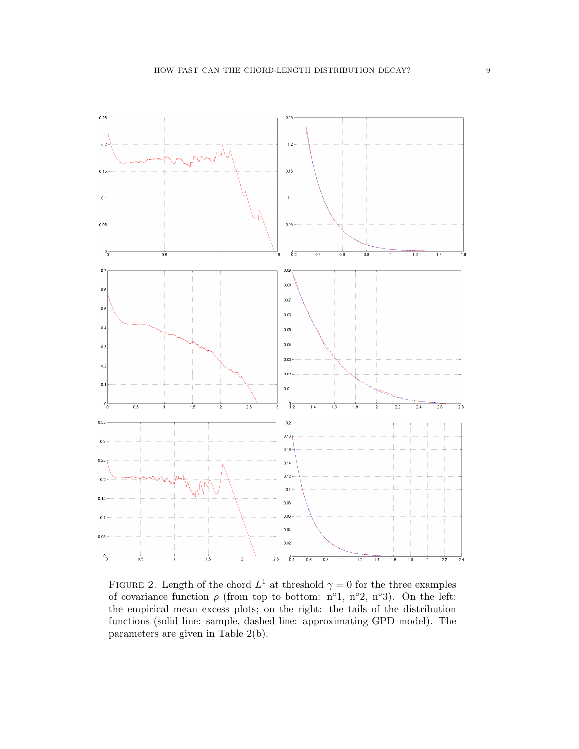FIGURE 2. Length of the chord $L^1$ at threshold $\gamma = 0$ for the three examples of covariance function $\rho$ (from top to bottom: n°1, n°2, n°3). On the left: the empirical mean excess plots; on the right: the tails of the distribution functions (solid line: sample, dashed line: approximating GPD model). The parameters are given in Table 2(b).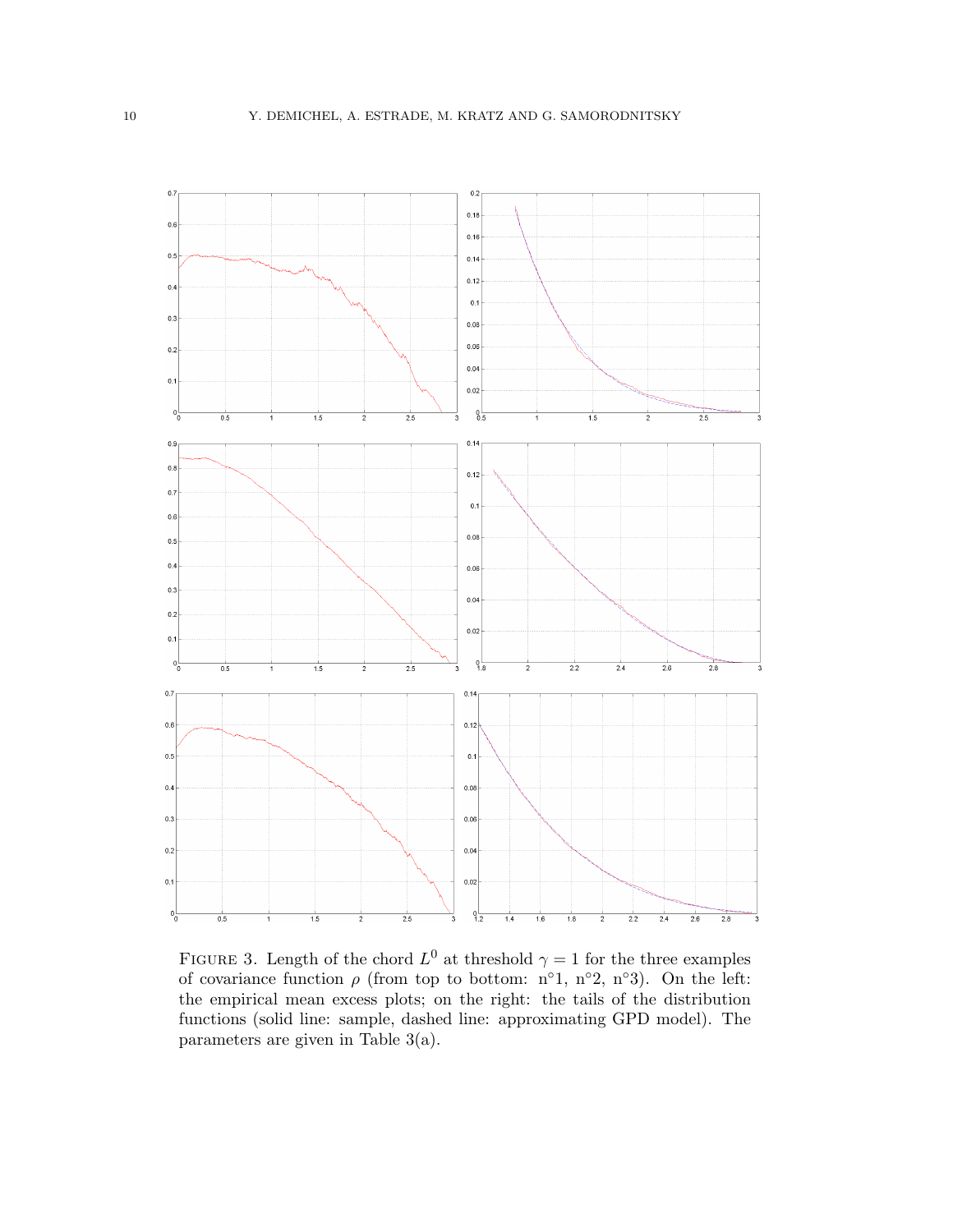Figure 3. Length of the chord $L^0$ at threshold $\gamma = 1$ for the three examples of covariance function $\rho$ (from top to bottom: n°1, n°2, n°3). On the left: the empirical mean excess plots; on the right: the tails of the distribution functions (solid line: sample, dashed line: approximating GPD model). The parameters are given in Table 3(a).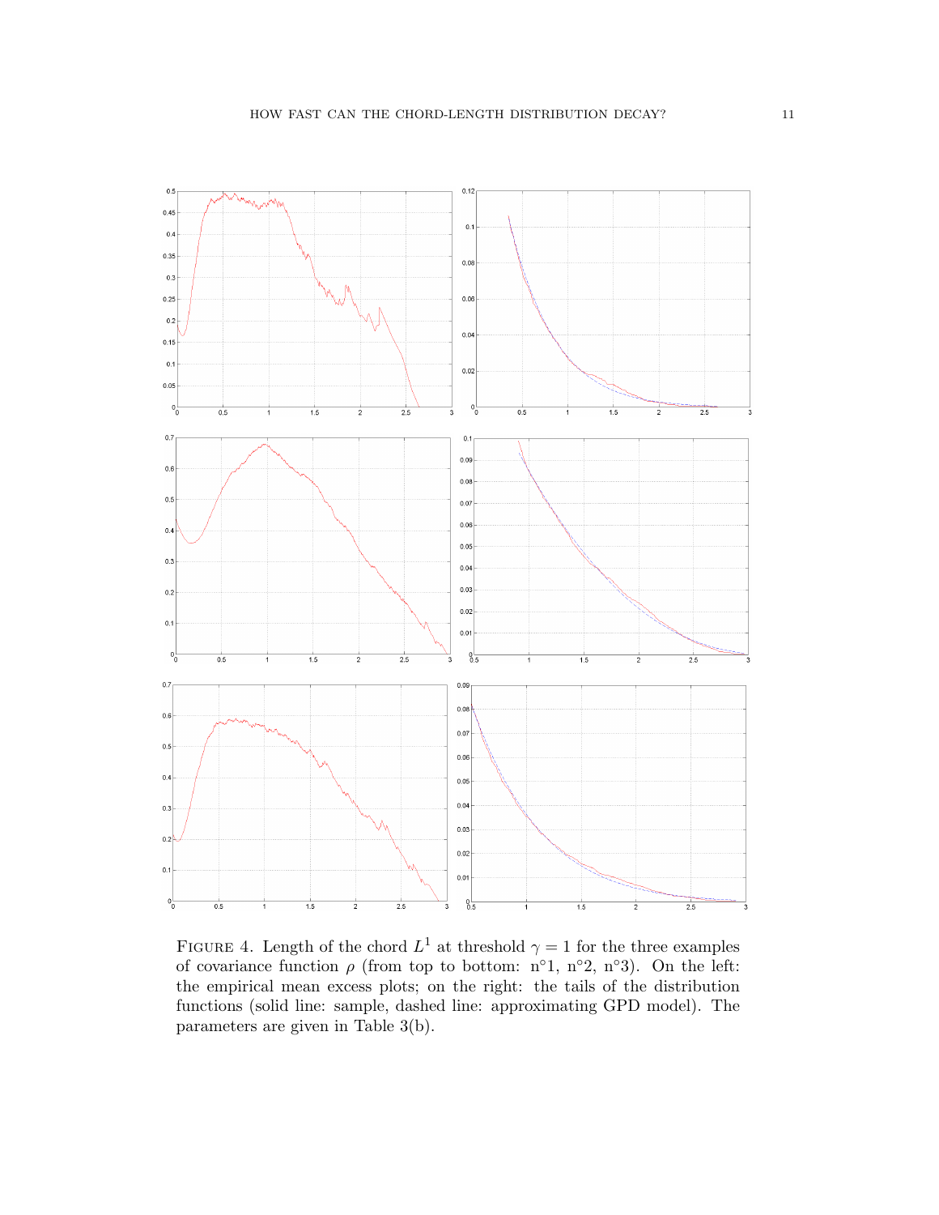Figure 4. Length of the chord $L^1$ at threshold $\gamma = 1$ for the three examples of covariance function $\rho$ (from top to bottom: n°1, n°2, n°3). On the left: the empirical mean excess plots; on the right: the tails of the distribution functions (solid line: sample, dashed line: approximating GPD model). The parameters are given in Table 3(b).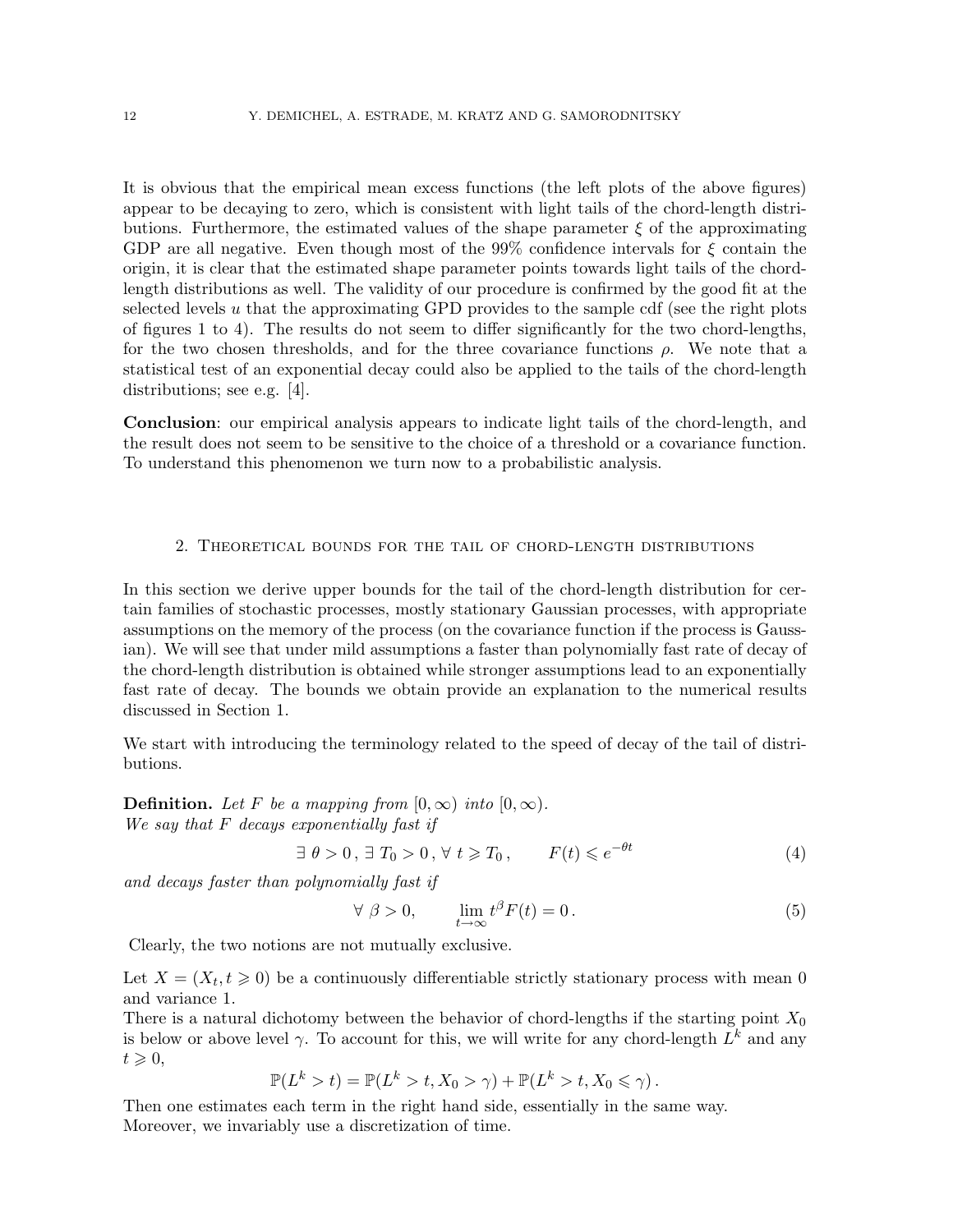It is obvious that the empirical mean excess functions (the left plots of the above figures) appear to be decaying to zero, which is consistent with light tails of the chord-length distributions. Furthermore, the estimated values of the shape parameter $\xi$ of the approximating GDP are all negative. Even though most of the 99% confidence intervals for $\xi$ contain the origin, it is clear that the estimated shape parameter points towards light tails of the chord-length distributions as well. The validity of our procedure is confirmed by the good fit at the selected levels $u$ that the approximating GPD provides to the sample cdf (see the right plots of figures 1 to 4). The results do not seem to differ significantly for the two chord-lengths, for the two chosen thresholds, and for the three covariance functions $\rho$. We note that a statistical test of an exponential decay could also be applied to the tails of the chord-length distributions; see e.g. [4].

**Conclusion**: our empirical analysis appears to indicate light tails of the chord-length, and the result does not seem to be sensitive to the choice of a threshold or a covariance function. To understand this phenomenon we turn now to a probabilistic analysis.

## 2. Theoretical bounds for the tail of chord-length distributions

In this section we derive upper bounds for the tail of the chord-length distribution for certain families of stochastic processes, mostly stationary Gaussian processes, with appropriate assumptions on the memory of the process (on the covariance function if the process is Gaussian). We will see that under mild assumptions a faster than polynomially fast rate of decay of the chord-length distribution is obtained while stronger assumptions lead to an exponentially fast rate of decay. The bounds we obtain provide an explanation to the numerical results discussed in Section 1.

We start with introducing the terminology related to the speed of decay of the tail of distributions.

**Definition.** *Let $F$ be a mapping from $[0,\infty)$ into $[0,\infty)$.*
*We say that $F$ decays exponentially fast if*

$$\exists\ \theta > 0\,,\ \exists\ T_0 > 0\,,\ \forall\ t \geqslant T_0\,, \qquad F(t) \leqslant e^{-\theta t} \tag{4}$$

*and decays faster than polynomially fast if*

$$\forall\ \beta > 0, \qquad \lim_{t\to\infty} t^{\beta} F(t) = 0\,. \tag{5}$$

Clearly, the two notions are not mutually exclusive.

Let $X = (X_t, t \geqslant 0)$ be a continuously differentiable strictly stationary process with mean 0 and variance 1.
There is a natural dichotomy between the behavior of chord-lengths if the starting point $X_0$ is below or above level $\gamma$. To account for this, we will write for any chord-length $L^k$ and any $t \geqslant 0$,

$$\mathbb{P}(L^k > t) = \mathbb{P}(L^k > t, X_0 > \gamma) + \mathbb{P}(L^k > t, X_0 \leqslant \gamma)\,.$$

Then one estimates each term in the right hand side, essentially in the same way.
Moreover, we invariably use a discretization of time.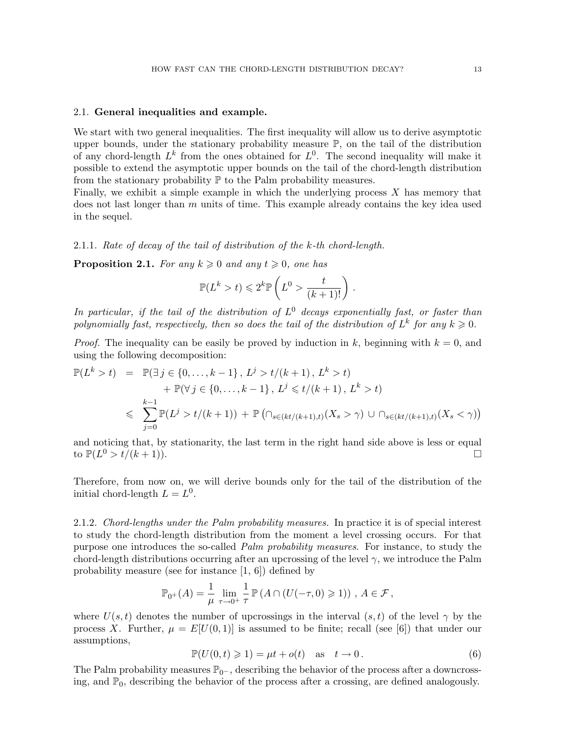### 2.1. **General inequalities and example.**

We start with two general inequalities. The first inequality will allow us to derive asymptotic upper bounds, under the stationary probability measure $\mathbb{P}$, on the tail of the distribution of any chord-length $L^k$ from the ones obtained for $L^0$. The second inequality will make it possible to extend the asymptotic upper bounds on the tail of the chord-length distribution from the stationary probability $\mathbb{P}$ to the Palm probability measures.
Finally, we exhibit a simple example in which the underlying process $X$ has memory that does not last longer than $m$ units of time. This example already contains the key idea used in the sequel.

#### 2.1.1. *Rate of decay of the tail of distribution of the k-th chord-length.*

**Proposition 2.1.** *For any $k \geqslant 0$ and any $t \geqslant 0$, one has*

$$\mathbb{P}(L^k > t) \leqslant 2^k \mathbb{P}\left(L^0 > \frac{t}{(k+1)!}\right).$$

*In particular, if the tail of the distribution of $L^0$ decays exponentially fast, or faster than polynomially fast, respectively, then so does the tail of the distribution of $L^k$ for any $k \geqslant 0$.*

*Proof.* The inequality can be easily be proved by induction in $k$, beginning with $k = 0$, and using the following decomposition:

$$\begin{aligned}
\mathbb{P}(L^k > t) &= \mathbb{P}(\exists\, j \in \{0, \ldots, k-1\}\,,\, L^j > t/(k+1)\,,\, L^k > t) \\
&\quad + \mathbb{P}(\forall\, j \in \{0, \ldots, k-1\}\,,\, L^j \leqslant t/(k+1)\,,\, L^k > t) \\
&\leqslant \sum_{j=0}^{k-1} \mathbb{P}(L^j > t/(k+1)) + \mathbb{P}\left(\cap_{s \in (kt/(k+1),t)}(X_s > \gamma) \cup \cap_{s \in (kt/(k+1),t)}(X_s < \gamma)\right)
\end{aligned}$$

and noticing that, by stationarity, the last term in the right hand side above is less or equal to $\mathbb{P}(L^0 > t/(k+1))$. $\square$

Therefore, from now on, we will derive bounds only for the tail of the distribution of the initial chord-length $L = L^0$.

#### 2.1.2. *Chord-lengths under the Palm probability measures.*

In practice it is of special interest to study the chord-length distribution from the moment a level crossing occurs. For that purpose one introduces the so-called *Palm probability measures*. For instance, to study the chord-length distributions occurring after an upcrossing of the level $\gamma$, we introduce the Palm probability measure (see for instance [1, 6]) defined by

$$\mathbb{P}_{0^+}(A) = \frac{1}{\mu} \lim_{\tau \to 0^+} \frac{1}{\tau} \mathbb{P}\left(A \cap (U(-\tau, 0) \geqslant 1)\right)\,,\, A \in \mathcal{F}\,,$$

where $U(s,t)$ denotes the number of upcrossings in the interval $(s,t)$ of the level $\gamma$ by the process $X$. Further, $\mu = E[U(0,1)]$ is assumed to be finite; recall (see [6]) that under our assumptions,

$$\mathbb{P}(U(0,t) \geqslant 1) = \mu t + o(t) \quad \text{as} \quad t \to 0\,. \tag{6}$$

The Palm probability measures $\mathbb{P}_{0^-}$, describing the behavior of the process after a downcrossing, and $\mathbb{P}_0$, describing the behavior of the process after a crossing, are defined analogously.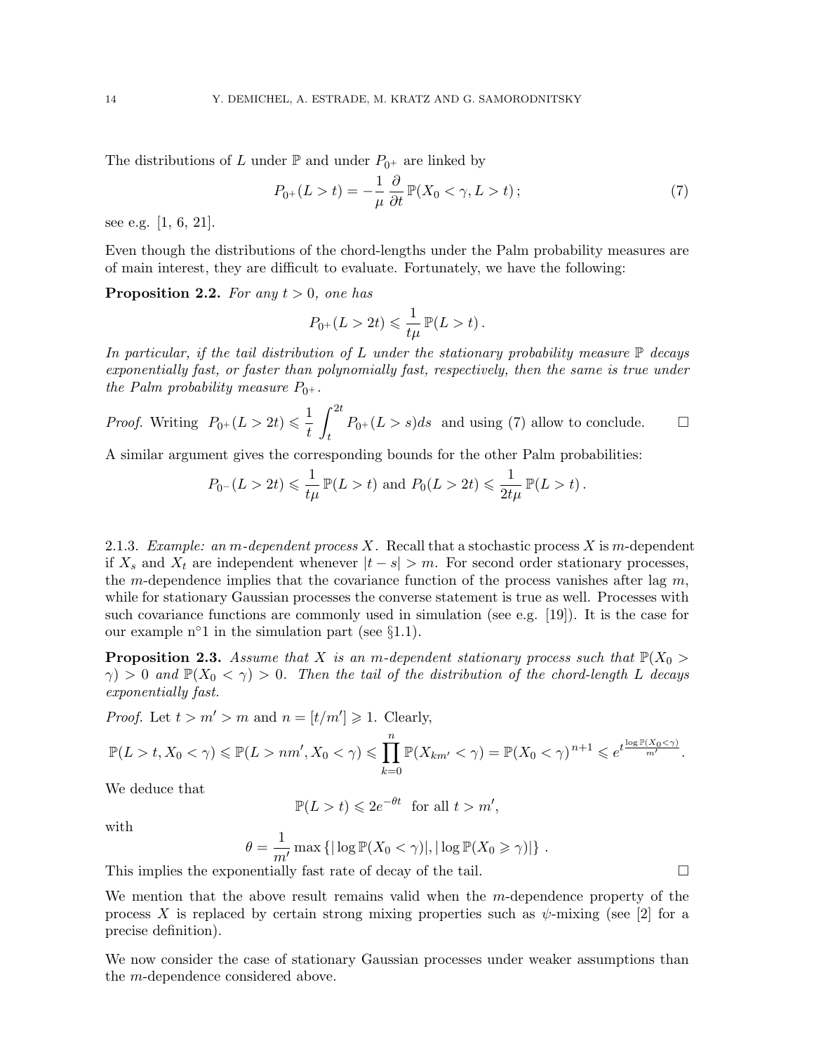The distributions of $L$ under $\mathbb{P}$ and under $P_{0^+}$ are linked by

$$P_{0^+}(L > t) = -\frac{1}{\mu}\frac{\partial}{\partial t}\mathbb{P}(X_0 < \gamma, L > t)\,; \tag{7}$$

see e.g. [1, 6, 21].

Even though the distributions of the chord-lengths under the Palm probability measures are of main interest, they are difficult to evaluate. Fortunately, we have the following:

**Proposition 2.2.** *For any $t > 0$, one has*

$$P_{0^+}(L > 2t) \leqslant \frac{1}{t\mu}\,\mathbb{P}(L > t)\,.$$

*In particular, if the tail distribution of $L$ under the stationary probability measure $\mathbb{P}$ decays exponentially fast, or faster than polynomially fast, respectively, then the same is true under the Palm probability measure $P_{0^+}$.*

*Proof.* Writing $P_{0^+}(L > 2t) \leqslant \dfrac{1}{t}\displaystyle\int_t^{2t} P_{0^+}(L > s)ds$ and using (7) allow to conclude. □

A similar argument gives the corresponding bounds for the other Palm probabilities:

$$P_{0^-}(L > 2t) \leqslant \frac{1}{t\mu}\,\mathbb{P}(L > t) \text{ and } P_0(L > 2t) \leqslant \frac{1}{2t\mu}\,\mathbb{P}(L > t)\,.$$

2.1.3. *Example: an $m$-dependent process $X$.* Recall that a stochastic process $X$ is $m$-dependent if $X_s$ and $X_t$ are independent whenever $|t - s| > m$. For second order stationary processes, the $m$-dependence implies that the covariance function of the process vanishes after lag $m$, while for stationary Gaussian processes the converse statement is true as well. Processes with such covariance functions are commonly used in simulation (see e.g. [19]). It is the case for our example n°1 in the simulation part (see §1.1).

**Proposition 2.3.** *Assume that $X$ is an $m$-dependent stationary process such that $\mathbb{P}(X_0 > \gamma) > 0$ and $\mathbb{P}(X_0 < \gamma) > 0$. Then the tail of the distribution of the chord-length $L$ decays exponentially fast.*

*Proof.* Let $t > m' > m$ and $n = [t/m'] \geqslant 1$. Clearly,

$$\mathbb{P}(L > t, X_0 < \gamma) \leqslant \mathbb{P}(L > nm', X_0 < \gamma) \leqslant \prod_{k=0}^{n}\mathbb{P}(X_{km'} < \gamma) = \mathbb{P}(X_0 < \gamma)^{n+1} \leqslant e^{t\frac{\log \mathbb{P}(X_0<\gamma)}{m'}}.$$

We deduce that

$$\mathbb{P}(L > t) \leqslant 2e^{-\theta t} \text{ for all } t > m',$$

with

$$\theta = \frac{1}{m'}\max\left\{|\log \mathbb{P}(X_0 < \gamma)|, |\log \mathbb{P}(X_0 \geqslant \gamma)|\right\}.$$

This implies the exponentially fast rate of decay of the tail. □

We mention that the above result remains valid when the $m$-dependence property of the process $X$ is replaced by certain strong mixing properties such as $\psi$-mixing (see [2] for a precise definition).

We now consider the case of stationary Gaussian processes under weaker assumptions than the $m$-dependence considered above.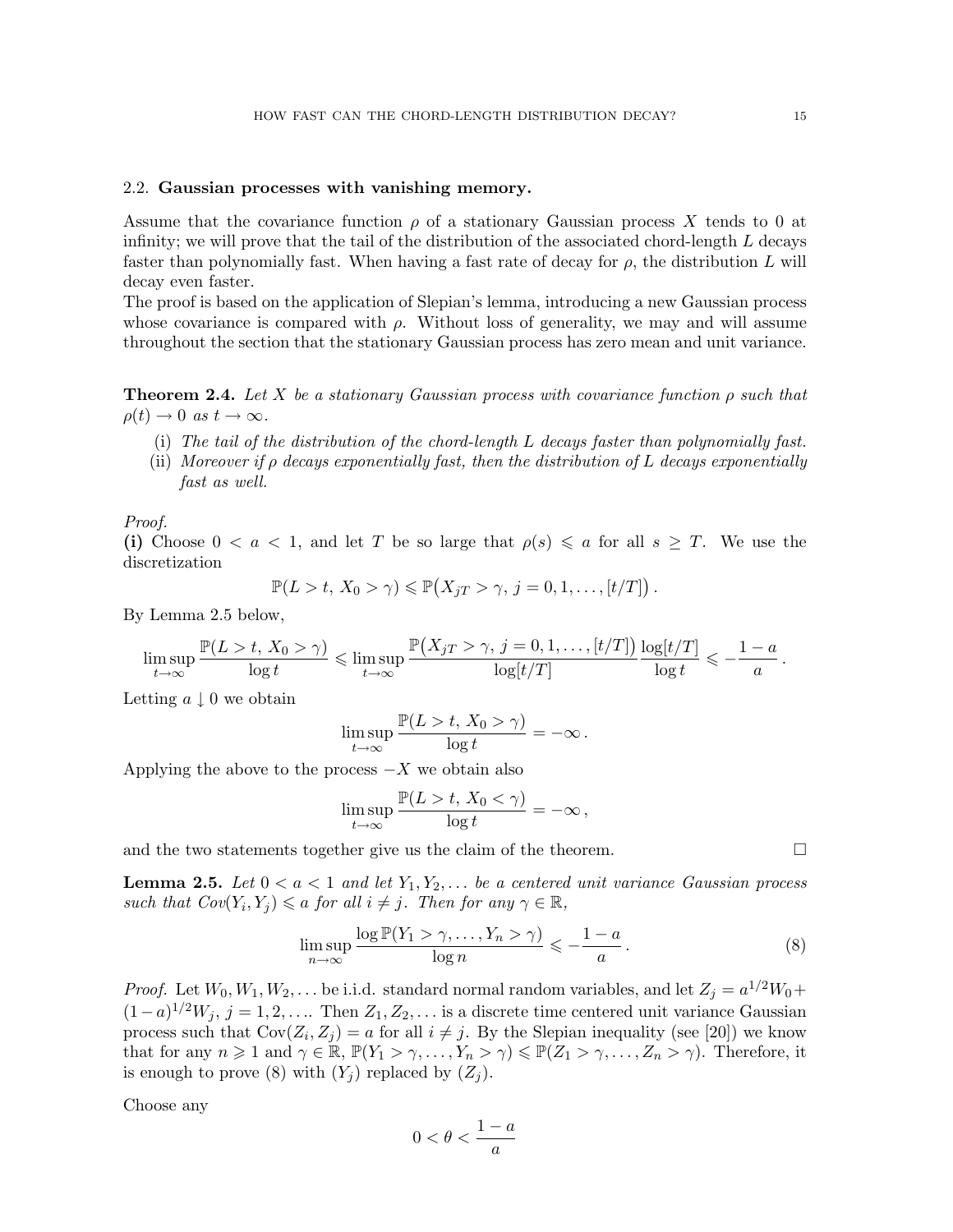### 2.2. **Gaussian processes with vanishing memory.**

Assume that the covariance function $\rho$ of a stationary Gaussian process $X$ tends to 0 at infinity; we will prove that the tail of the distribution of the associated chord-length $L$ decays faster than polynomially fast. When having a fast rate of decay for $\rho$, the distribution $L$ will decay even faster.

The proof is based on the application of Slepian's lemma, introducing a new Gaussian process whose covariance is compared with $\rho$. Without loss of generality, we may and will assume throughout the section that the stationary Gaussian process has zero mean and unit variance.

**Theorem 2.4.** *Let $X$ be a stationary Gaussian process with covariance function $\rho$ such that $\rho(t) \to 0$ as $t \to \infty$.*

- (i) *The tail of the distribution of the chord-length $L$ decays faster than polynomially fast.*
- (ii) *Moreover if $\rho$ decays exponentially fast, then the distribution of $L$ decays exponentially fast as well.*

*Proof.*
**(i)** Choose $0 < a < 1$, and let $T$ be so large that $\rho(s) \leqslant a$ for all $s \geq T$. We use the discretization

$$\mathbb{P}(L > t,\, X_0 > \gamma) \leqslant \mathbb{P}\big(X_{jT} > \gamma,\, j = 0, 1, \ldots, [t/T]\big)\,.$$

By Lemma 2.5 below,

$$\limsup_{t\to\infty} \frac{\mathbb{P}(L > t,\, X_0 > \gamma)}{\log t} \leqslant \limsup_{t\to\infty} \frac{\mathbb{P}\big(X_{jT} > \gamma,\, j = 0, 1, \ldots, [t/T]\big)}{\log [t/T]} \frac{\log[t/T]}{\log t} \leqslant -\frac{1-a}{a}\,.$$

Letting $a \downarrow 0$ we obtain

$$\limsup_{t\to\infty} \frac{\mathbb{P}(L > t,\, X_0 > \gamma)}{\log t} = -\infty\,.$$

Applying the above to the process $-X$ we obtain also

$$\limsup_{t\to\infty} \frac{\mathbb{P}(L > t,\, X_0 < \gamma)}{\log t} = -\infty\,,$$

and the two statements together give us the claim of the theorem. $\square$

**Lemma 2.5.** *Let $0 < a < 1$ and let $Y_1, Y_2, \ldots$ be a centered unit variance Gaussian process such that $Cov(Y_i, Y_j) \leqslant a$ for all $i \neq j$. Then for any $\gamma \in \mathbb{R}$,*

$$\limsup_{n\to\infty} \frac{\log \mathbb{P}(Y_1 > \gamma, \ldots, Y_n > \gamma)}{\log n} \leqslant -\frac{1-a}{a}\,. \tag{8}$$

*Proof.* Let $W_0, W_1, W_2, \ldots$ be i.i.d. standard normal random variables, and let $Z_j = a^{1/2}W_0 + (1-a)^{1/2}W_j$, $j = 1, 2, \ldots$. Then $Z_1, Z_2, \ldots$ is a discrete time centered unit variance Gaussian process such that $\mathrm{Cov}(Z_i, Z_j) = a$ for all $i \neq j$. By the Slepian inequality (see [20]) we know that for any $n \geqslant 1$ and $\gamma \in \mathbb{R}$, $\mathbb{P}(Y_1 > \gamma, \ldots, Y_n > \gamma) \leqslant \mathbb{P}(Z_1 > \gamma, \ldots, Z_n > \gamma)$. Therefore, it is enough to prove (8) with $(Y_j)$ replaced by $(Z_j)$.

Choose any

$$0 < \theta < \frac{1-a}{a}$$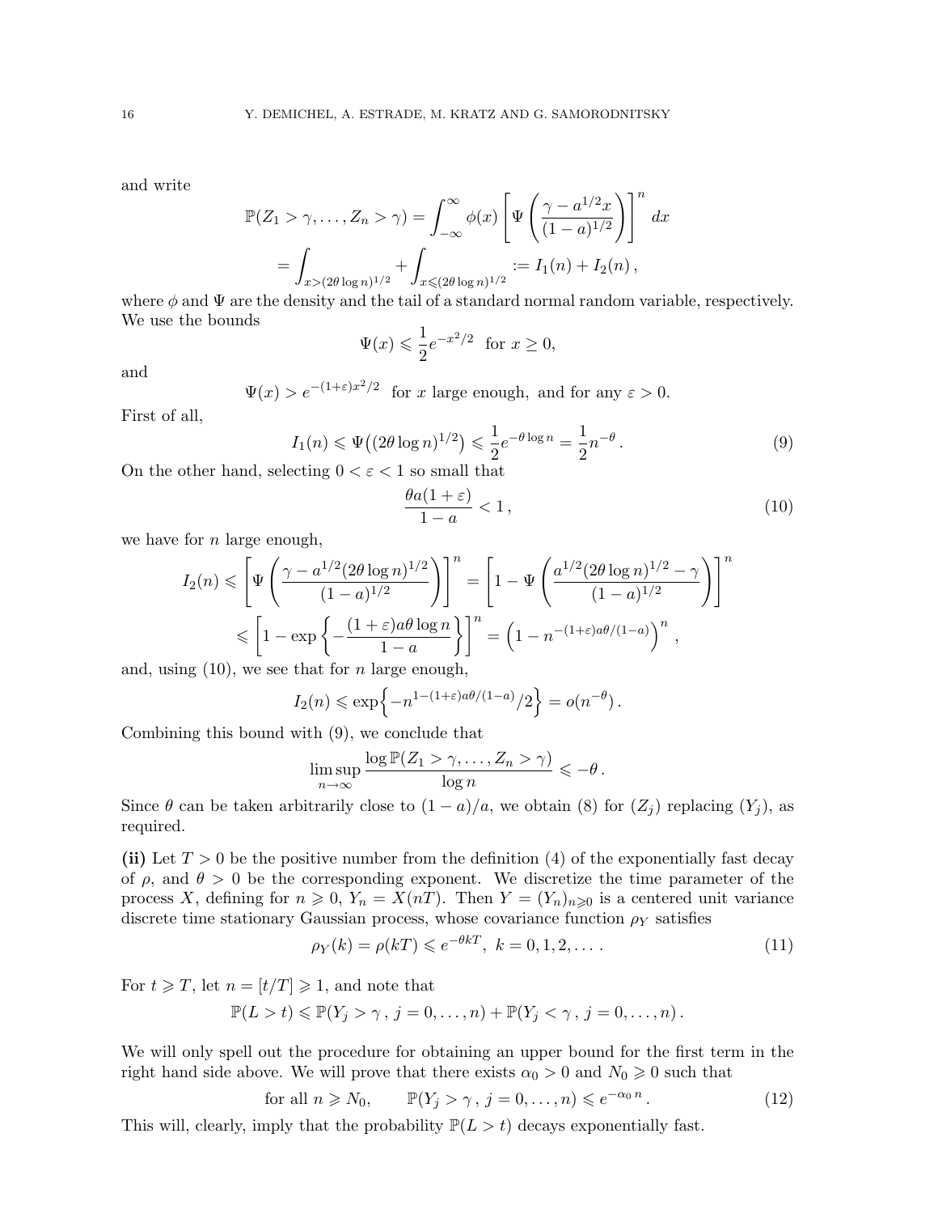and write

$$
\begin{aligned}
\mathbb{P}(Z_1 > \gamma, \ldots, Z_n > \gamma) &= \int_{-\infty}^{\infty} \phi(x) \left[ \Psi\left( \frac{\gamma - a^{1/2} x}{(1-a)^{1/2}} \right) \right]^n dx \\
&= \int_{x > (2\theta \log n)^{1/2}} + \int_{x \leqslant (2\theta \log n)^{1/2}} := I_1(n) + I_2(n) \,,
\end{aligned}
$$

where $\phi$ and $\Psi$ are the density and the tail of a standard normal random variable, respectively. We use the bounds

$$
\Psi(x) \leqslant \frac{1}{2} e^{-x^2/2} \quad \text{for } x \geq 0,
$$

and

$$
\Psi(x) > e^{-(1+\varepsilon)x^2/2} \quad \text{for } x \text{ large enough, and for any } \varepsilon > 0.
$$

First of all,

$$
I_1(n) \leqslant \Psi\big( (2\theta \log n)^{1/2} \big) \leqslant \frac{1}{2} e^{-\theta \log n} = \frac{1}{2} n^{-\theta} \,. \tag{9}
$$

On the other hand, selecting $0 < \varepsilon < 1$ so small that

$$
\frac{\theta a (1+\varepsilon)}{1-a} < 1 \,, \tag{10}
$$

we have for $n$ large enough,

$$
\begin{aligned}
I_2(n) &\leqslant \left[ \Psi\left( \frac{\gamma - a^{1/2}(2\theta \log n)^{1/2}}{(1-a)^{1/2}} \right) \right]^n = \left[ 1 - \Psi\left( \frac{a^{1/2}(2\theta \log n)^{1/2} - \gamma}{(1-a)^{1/2}} \right) \right]^n \\
&\leqslant \left[ 1 - \exp\left\{ -\frac{(1+\varepsilon) a \theta \log n}{1-a} \right\} \right]^n = \left( 1 - n^{-(1+\varepsilon)a\theta/(1-a)} \right)^n ,
\end{aligned}
$$

and, using (10), we see that for $n$ large enough,

$$
I_2(n) \leqslant \exp\Big\{ -n^{1-(1+\varepsilon)a\theta/(1-a)}/2 \Big\} = o(n^{-\theta}) \,.
$$

Combining this bound with (9), we conclude that

$$
\limsup_{n \to \infty} \frac{\log \mathbb{P}(Z_1 > \gamma, \ldots, Z_n > \gamma)}{\log n} \leqslant -\theta \,.
$$

Since $\theta$ can be taken arbitrarily close to $(1-a)/a$, we obtain (8) for $(Z_j)$ replacing $(Y_j)$, as required.

**(ii)** Let $T > 0$ be the positive number from the definition (4) of the exponentially fast decay of $\rho$, and $\theta > 0$ be the corresponding exponent. We discretize the time parameter of the process $X$, defining for $n \geqslant 0$, $Y_n = X(nT)$. Then $Y = (Y_n)_{n \geqslant 0}$ is a centered unit variance discrete time stationary Gaussian process, whose covariance function $\rho_Y$ satisfies

$$
\rho_Y(k) = \rho(kT) \leqslant e^{-\theta k T}, \; k = 0, 1, 2, \ldots \,. \tag{11}
$$

For $t \geqslant T$, let $n = [t/T] \geqslant 1$, and note that

$$
\mathbb{P}(L > t) \leqslant \mathbb{P}(Y_j > \gamma \,, \, j = 0, \ldots, n) + \mathbb{P}(Y_j < \gamma \,, \, j = 0, \ldots, n) \,.
$$

We will only spell out the procedure for obtaining an upper bound for the first term in the right hand side above. We will prove that there exists $\alpha_0 > 0$ and $N_0 \geqslant 0$ such that

$$
\text{for all } n \geqslant N_0, \qquad \mathbb{P}(Y_j > \gamma \,, \, j = 0, \ldots, n) \leqslant e^{-\alpha_0 n} \,. \tag{12}
$$

This will, clearly, imply that the probability $\mathbb{P}(L > t)$ decays exponentially fast.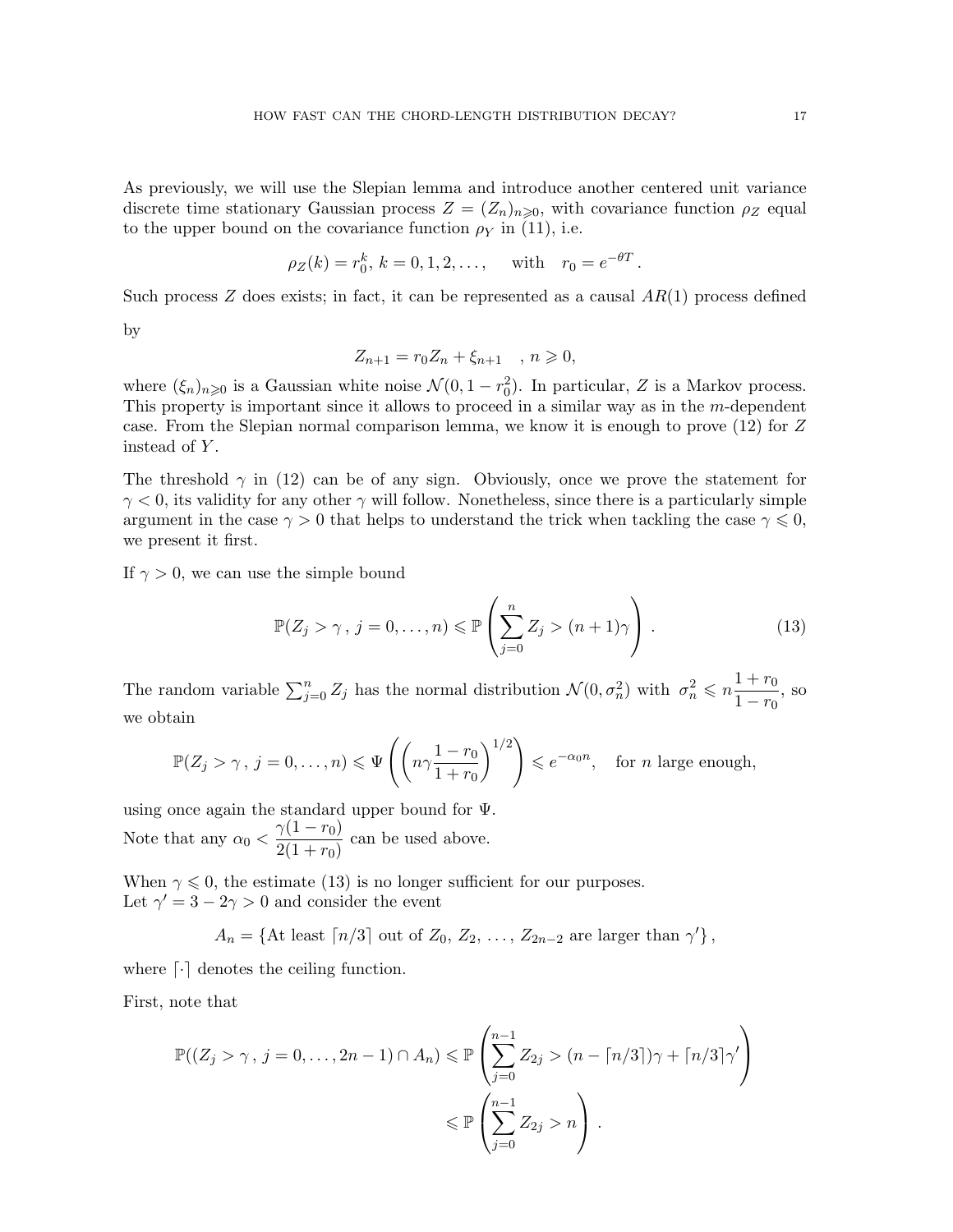As previously, we will use the Slepian lemma and introduce another centered unit variance discrete time stationary Gaussian process $Z = (Z_n)_{n\geqslant 0}$, with covariance function $\rho_Z$ equal to the upper bound on the covariance function $\rho_Y$ in (11), i.e.

$$\rho_Z(k) = r_0^k,\ k = 0, 1, 2, \ldots, \quad \text{with} \quad r_0 = e^{-\theta T}.$$

Such process $Z$ does exists; in fact, it can be represented as a causal $AR(1)$ process defined by

$$Z_{n+1} = r_0 Z_n + \xi_{n+1} \quad , n \geqslant 0,$$

where $(\xi_n)_{n\geqslant 0}$ is a Gaussian white noise $\mathcal{N}(0, 1 - r_0^2)$. In particular, $Z$ is a Markov process. This property is important since it allows to proceed in a similar way as in the $m$-dependent case. From the Slepian normal comparison lemma, we know it is enough to prove (12) for $Z$ instead of $Y$.

The threshold $\gamma$ in (12) can be of any sign. Obviously, once we prove the statement for $\gamma < 0$, its validity for any other $\gamma$ will follow. Nonetheless, since there is a particularly simple argument in the case $\gamma > 0$ that helps to understand the trick when tackling the case $\gamma \leqslant 0$, we present it first.

If $\gamma > 0$, we can use the simple bound

$$\mathbb{P}(Z_j > \gamma\,,\, j = 0, \ldots, n) \leqslant \mathbb{P}\left(\sum_{j=0}^{n} Z_j > (n+1)\gamma\right). \tag{13}$$

The random variable $\sum_{j=0}^{n} Z_j$ has the normal distribution $\mathcal{N}(0, \sigma_n^2)$ with $\sigma_n^2 \leqslant n\dfrac{1+r_0}{1-r_0}$, so we obtain

$$\mathbb{P}(Z_j > \gamma\,,\, j = 0, \ldots, n) \leqslant \Psi\left(\left(n\gamma\frac{1-r_0}{1+r_0}\right)^{1/2}\right) \leqslant e^{-\alpha_0 n}, \quad \text{for } n \text{ large enough},$$

using once again the standard upper bound for $\Psi$.
Note that any $\alpha_0 < \dfrac{\gamma(1-r_0)}{2(1+r_0)}$ can be used above.

When $\gamma \leqslant 0$, the estimate (13) is no longer sufficient for our purposes.
Let $\gamma' = 3 - 2\gamma > 0$ and consider the event

$$A_n = \{\text{At least } \lceil n/3 \rceil \text{ out of } Z_0, Z_2, \ldots, Z_{2n-2} \text{ are larger than } \gamma'\},$$

where $\lceil \cdot \rceil$ denotes the ceiling function.

First, note that

$$\begin{aligned}
\mathbb{P}((Z_j > \gamma\,,\, j = 0, \ldots, 2n-1) \cap A_n) &\leqslant \mathbb{P}\left(\sum_{j=0}^{n-1} Z_{2j} > (n - \lceil n/3 \rceil)\gamma + \lceil n/3 \rceil \gamma'\right) \\
&\leqslant \mathbb{P}\left(\sum_{j=0}^{n-1} Z_{2j} > n\right).
\end{aligned}$$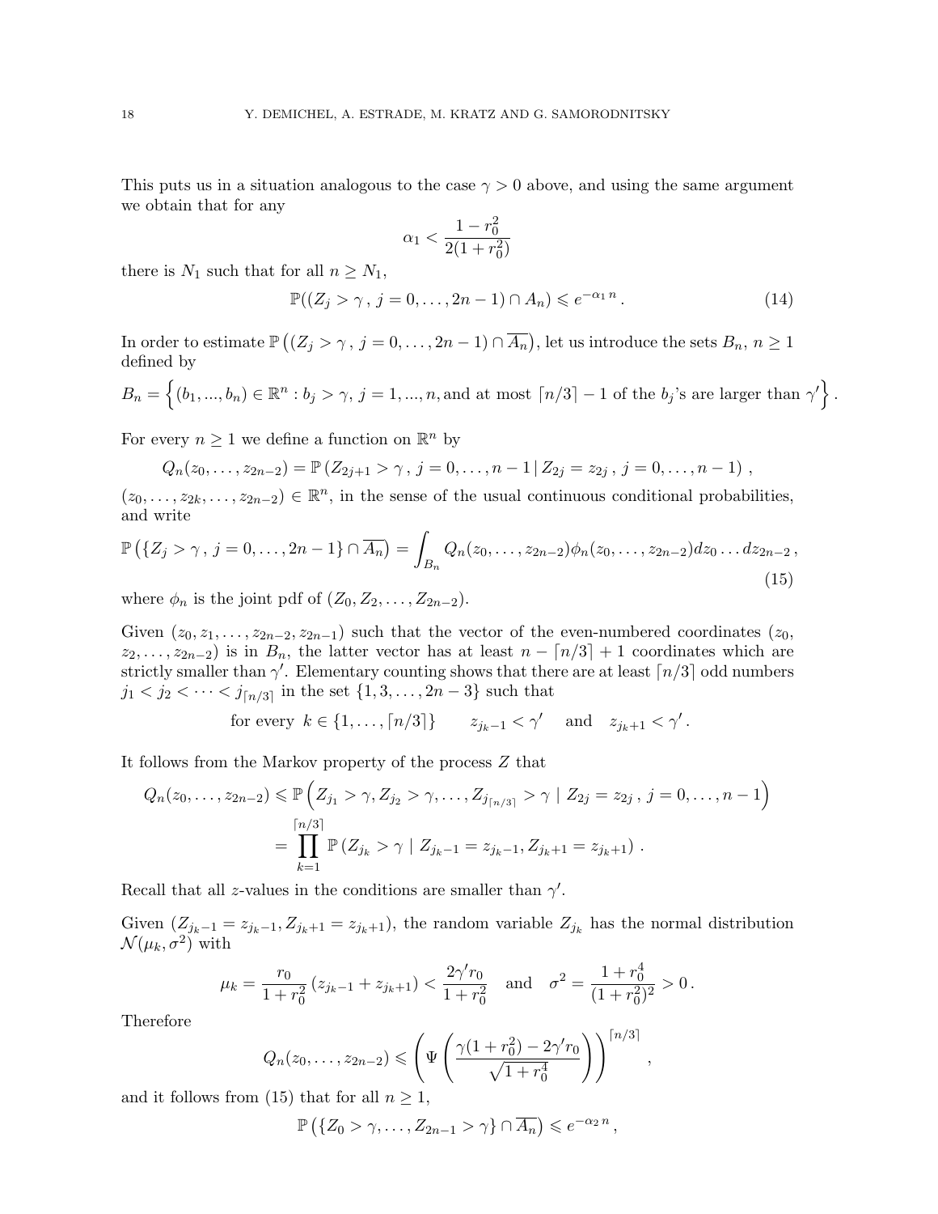This puts us in a situation analogous to the case $\gamma > 0$ above, and using the same argument we obtain that for any

$$\alpha_1 < \frac{1 - r_0^2}{2(1 + r_0^2)}$$

there is $N_1$ such that for all $n \geq N_1$,

$$\mathbb{P}((Z_j > \gamma\,,\, j = 0, \ldots, 2n-1) \cap A_n) \leqslant e^{-\alpha_1 n}\,. \tag{14}$$

In order to estimate $\mathbb{P}\left((Z_j > \gamma\,,\, j = 0, \ldots, 2n-1) \cap \overline{A_n}\right)$, let us introduce the sets $B_n$, $n \geq 1$ defined by

$$B_n = \Big\{(b_1, ..., b_n) \in \mathbb{R}^n : b_j > \gamma,\ j = 1, ..., n, \text{and at most } \lceil n/3 \rceil - 1 \text{ of the } b_j\text{'s are larger than } \gamma' \Big\}\,.$$

For every $n \geq 1$ we define a function on $\mathbb{R}^n$ by

$$Q_n(z_0, \ldots, z_{2n-2}) = \mathbb{P}\left(Z_{2j+1} > \gamma\,,\, j = 0, \ldots, n-1 \,|\, Z_{2j} = z_{2j}\,,\, j = 0, \ldots, n-1\right)\,,$$

$(z_0, \ldots, z_{2k}, \ldots, z_{2n-2}) \in \mathbb{R}^n$, in the sense of the usual continuous conditional probabilities, and write

$$\mathbb{P}\left(\{Z_j > \gamma\,,\, j = 0, \ldots, 2n-1\} \cap \overline{A_n}\right) = \int_{B_n} Q_n(z_0, \ldots, z_{2n-2}) \phi_n(z_0, \ldots, z_{2n-2}) dz_0 \ldots dz_{2n-2}\,, \tag{15}$$

where $\phi_n$ is the joint pdf of $(Z_0, Z_2, \ldots, Z_{2n-2})$.

Given $(z_0, z_1, \ldots, z_{2n-2}, z_{2n-1})$ such that the vector of the even-numbered coordinates $(z_0, z_2, \ldots, z_{2n-2})$ is in $B_n$, the latter vector has at least $n - \lceil n/3 \rceil + 1$ coordinates which are strictly smaller than $\gamma'$. Elementary counting shows that there are at least $\lceil n/3 \rceil$ odd numbers $j_1 < j_2 < \cdots < j_{\lceil n/3 \rceil}$ in the set $\{1, 3, \ldots, 2n-3\}$ such that

$$\text{for every } \ k \in \{1, \ldots, \lceil n/3 \rceil\} \qquad z_{j_k - 1} < \gamma' \quad \text{ and } \quad z_{j_k + 1} < \gamma'\,.$$

It follows from the Markov property of the process $Z$ that

$$\begin{aligned}
Q_n(z_0, \ldots, z_{2n-2}) &\leqslant \mathbb{P}\left(Z_{j_1} > \gamma, Z_{j_2} > \gamma, \ldots, Z_{j_{\lceil n/3 \rceil}} > \gamma \mid Z_{2j} = z_{2j}\,,\, j = 0, \ldots, n-1\right) \\
&= \prod_{k=1}^{\lceil n/3 \rceil} \mathbb{P}\left(Z_{j_k} > \gamma \mid Z_{j_k - 1} = z_{j_k - 1}, Z_{j_k + 1} = z_{j_k + 1}\right)\,.
\end{aligned}$$

Recall that all $z$-values in the conditions are smaller than $\gamma'$.

Given $(Z_{j_k - 1} = z_{j_k - 1}, Z_{j_k + 1} = z_{j_k + 1})$, the random variable $Z_{j_k}$ has the normal distribution $\mathcal{N}(\mu_k, \sigma^2)$ with

$$\mu_k = \frac{r_0}{1 + r_0^2}\left(z_{j_k - 1} + z_{j_k + 1}\right) < \frac{2\gamma' r_0}{1 + r_0^2} \quad \text{and} \quad \sigma^2 = \frac{1 + r_0^4}{(1 + r_0^2)^2} > 0\,.$$

Therefore

$$Q_n(z_0, \ldots, z_{2n-2}) \leqslant \left(\Psi\left(\frac{\gamma(1 + r_0^2) - 2\gamma' r_0}{\sqrt{1 + r_0^4}}\right)\right)^{\lceil n/3 \rceil}\,,$$

and it follows from (15) that for all $n \geq 1$,

$$\mathbb{P}\left(\{Z_0 > \gamma, \ldots, Z_{2n-1} > \gamma\} \cap \overline{A_n}\right) \leqslant e^{-\alpha_2 n}\,,$$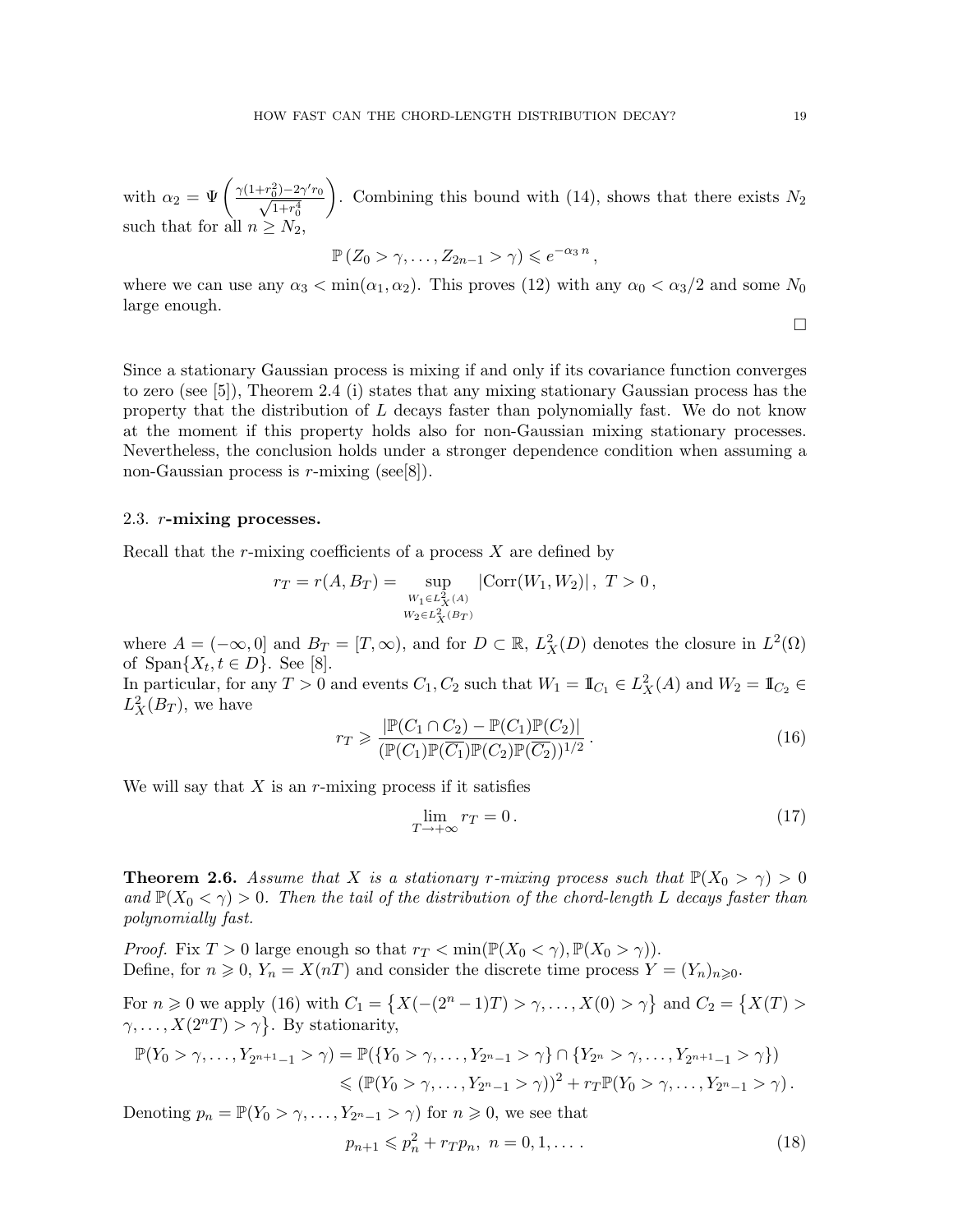with $\alpha_2 = \Psi\left(\frac{\gamma(1+r_0^2)-2\gamma' r_0}{\sqrt{1+r_0^4}}\right)$. Combining this bound with (14), shows that there exists $N_2$ such that for all $n \geq N_2$,

$$\mathbb{P}\left(Z_0 > \gamma, \ldots, Z_{2n-1} > \gamma\right) \leqslant e^{-\alpha_3 n},$$

where we can use any $\alpha_3 < \min(\alpha_1, \alpha_2)$. This proves (12) with any $\alpha_0 < \alpha_3/2$ and some $N_0$ large enough.

□

Since a stationary Gaussian process is mixing if and only if its covariance function converges to zero (see [5]), Theorem 2.4 (i) states that any mixing stationary Gaussian process has the property that the distribution of $L$ decays faster than polynomially fast. We do not know at the moment if this property holds also for non-Gaussian mixing stationary processes. Nevertheless, the conclusion holds under a stronger dependence condition when assuming a non-Gaussian process is $r$-mixing (see[8]).

### 2.3. $r$-mixing processes.

Recall that the $r$-mixing coefficients of a process $X$ are defined by

$$r_T = r(A, B_T) = \sup_{\substack{W_1 \in L_X^2(A) \\ W_2 \in L_X^2(B_T)}} |\mathrm{Corr}(W_1, W_2)|, \ T > 0,$$

where $A = (-\infty, 0]$ and $B_T = [T, \infty)$, and for $D \subset \mathbb{R}$, $L_X^2(D)$ denotes the closure in $L^2(\Omega)$ of $\mathrm{Span}\{X_t, t \in D\}$. See [8].

In particular, for any $T > 0$ and events $C_1, C_2$ such that $W_1 = \mathbb{1}_{C_1} \in L_X^2(A)$ and $W_2 = \mathbb{1}_{C_2} \in L_X^2(B_T)$, we have

$$r_T \geqslant \frac{|\mathbb{P}(C_1 \cap C_2) - \mathbb{P}(C_1)\mathbb{P}(C_2)|}{(\mathbb{P}(C_1)\mathbb{P}(\overline{C_1})\mathbb{P}(C_2)\mathbb{P}(\overline{C_2}))^{1/2}}. \tag{16}$$

We will say that $X$ is an $r$-mixing process if it satisfies

$$\lim_{T \to +\infty} r_T = 0. \tag{17}$$

**Theorem 2.6.** *Assume that $X$ is a stationary $r$-mixing process such that $\mathbb{P}(X_0 > \gamma) > 0$ and $\mathbb{P}(X_0 < \gamma) > 0$. Then the tail of the distribution of the chord-length $L$ decays faster than polynomially fast.*

*Proof.* Fix $T > 0$ large enough so that $r_T < \min(\mathbb{P}(X_0 < \gamma), \mathbb{P}(X_0 > \gamma))$.
Define, for $n \geqslant 0$, $Y_n = X(nT)$ and consider the discrete time process $Y = (Y_n)_{n \geqslant 0}$.

For $n \geqslant 0$ we apply (16) with $C_1 = \{X(-(2^n - 1)T) > \gamma, \ldots, X(0) > \gamma\}$ and $C_2 = \{X(T) > \gamma, \ldots, X(2^n T) > \gamma\}$. By stationarity,

$$\begin{aligned}
\mathbb{P}(Y_0 > \gamma, \ldots, Y_{2^{n+1}-1} > \gamma) &= \mathbb{P}(\{Y_0 > \gamma, \ldots, Y_{2^n - 1} > \gamma\} \cap \{Y_{2^n} > \gamma, \ldots, Y_{2^{n+1}-1} > \gamma\}) \\
&\leqslant (\mathbb{P}(Y_0 > \gamma, \ldots, Y_{2^n - 1} > \gamma))^2 + r_T \mathbb{P}(Y_0 > \gamma, \ldots, Y_{2^n - 1} > \gamma).
\end{aligned}$$

Denoting $p_n = \mathbb{P}(Y_0 > \gamma, \ldots, Y_{2^n - 1} > \gamma)$ for $n \geqslant 0$, we see that

$$p_{n+1} \leqslant p_n^2 + r_T p_n, \ n = 0, 1, \ldots. \tag{18}$$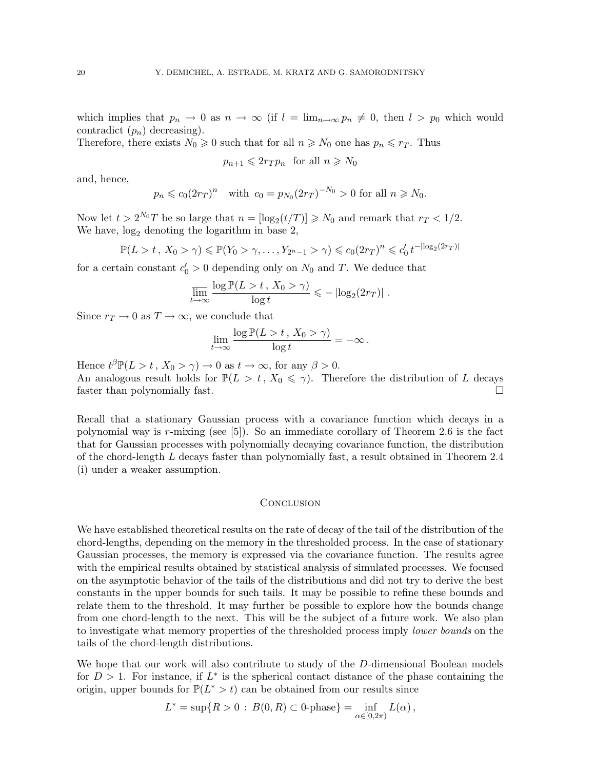which implies that $p_n \to 0$ as $n \to \infty$ (if $l = \lim_{n\to\infty} p_n \neq 0$, then $l > p_0$ which would contradict $(p_n)$ decreasing).
Therefore, there exists $N_0 \geqslant 0$ such that for all $n \geqslant N_0$ one has $p_n \leqslant r_T$. Thus

$$p_{n+1} \leqslant 2r_T p_n \quad \text{for all } n \geqslant N_0$$

and, hence,

$$p_n \leqslant c_0 (2r_T)^n \quad \text{with } c_0 = p_{N_0}(2r_T)^{-N_0} > 0 \text{ for all } n \geqslant N_0.$$

Now let $t > 2^{N_0}T$ be so large that $n = [\log_2(t/T)] \geqslant N_0$ and remark that $r_T < 1/2$.
We have, $\log_2$ denoting the logarithm in base 2,

$$\mathbb{P}(L > t\,,\, X_0 > \gamma) \leqslant \mathbb{P}(Y_0 > \gamma, \ldots, Y_{2^n - 1} > \gamma) \leqslant c_0(2r_T)^n \leqslant c_0'\, t^{-|\log_2(2r_T)|}$$

for a certain constant $c_0' > 0$ depending only on $N_0$ and $T$. We deduce that

$$\overline{\lim_{t\to\infty}} \frac{\log \mathbb{P}(L > t\,,\, X_0 > \gamma)}{\log t} \leqslant -\left|\log_2(2r_T)\right| .$$

Since $r_T \to 0$ as $T \to \infty$, we conclude that

$$\lim_{t\to\infty} \frac{\log \mathbb{P}(L > t\,,\, X_0 > \gamma)}{\log t} = -\infty\,.$$

Hence $t^\beta \mathbb{P}(L > t\,,\, X_0 > \gamma) \to 0$ as $t \to \infty$, for any $\beta > 0$.
An analogous result holds for $\mathbb{P}(L > t\,,\, X_0 \leqslant \gamma)$. Therefore the distribution of $L$ decays faster than polynomially fast. $\square$

Recall that a stationary Gaussian process with a covariance function which decays in a polynomial way is $r$-mixing (see [5]). So an immediate corollary of Theorem 2.6 is the fact that for Gaussian processes with polynomially decaying covariance function, the distribution of the chord-length $L$ decays faster than polynomially fast, a result obtained in Theorem 2.4 (i) under a weaker assumption.

## Conclusion

We have established theoretical results on the rate of decay of the tail of the distribution of the chord-lengths, depending on the memory in the thresholded process. In the case of stationary Gaussian processes, the memory is expressed via the covariance function. The results agree with the empirical results obtained by statistical analysis of simulated processes. We focused on the asymptotic behavior of the tails of the distributions and did not try to derive the best constants in the upper bounds for such tails. It may be possible to refine these bounds and relate them to the threshold. It may further be possible to explore how the bounds change from one chord-length to the next. This will be the subject of a future work. We also plan to investigate what memory properties of the thresholded process imply *lower bounds* on the tails of the chord-length distributions.

We hope that our work will also contribute to study of the $D$-dimensional Boolean models for $D > 1$. For instance, if $L^*$ is the spherical contact distance of the phase containing the origin, upper bounds for $\mathbb{P}(L^* > t)$ can be obtained from our results since

$$L^* = \sup\{R > 0 \,:\, B(0,R) \subset 0\text{-phase}\} = \inf_{\alpha\in[0,2\pi)} L(\alpha)\,,$$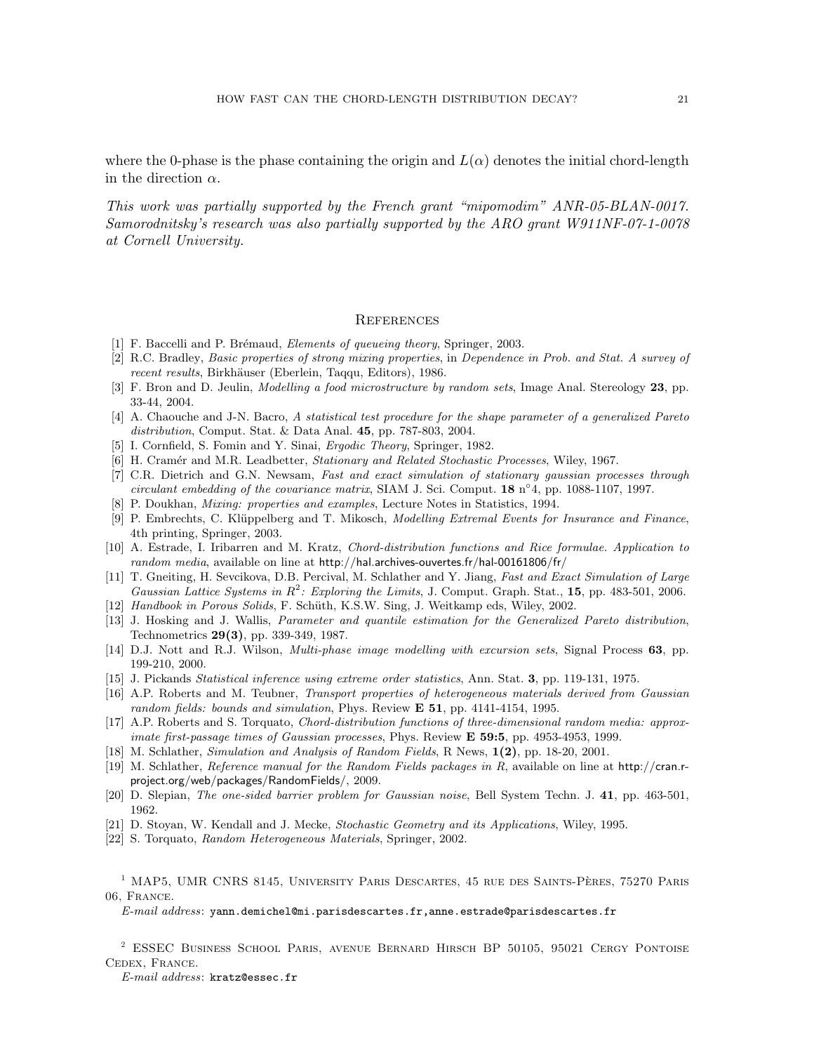where the 0-phase is the phase containing the origin and $L(\alpha)$ denotes the initial chord-length in the direction $\alpha$.

*This work was partially supported by the French grant "mipomodim" ANR-05-BLAN-0017. Samorodnitsky's research was also partially supported by the ARO grant W911NF-07-1-0078 at Cornell University.*

## References

[1] F. Baccelli and P. Brémaud, *Elements of queueing theory*, Springer, 2003.

[2] R.C. Bradley, *Basic properties of strong mixing properties*, in *Dependence in Prob. and Stat. A survey of recent results*, Birkhäuser (Eberlein, Taqqu, Editors), 1986.

[3] F. Bron and D. Jeulin, *Modelling a food microstructure by random sets*, Image Anal. Stereology **23**, pp. 33-44, 2004.

[4] A. Chaouche and J-N. Bacro, *A statistical test procedure for the shape parameter of a generalized Pareto distribution*, Comput. Stat. & Data Anal. **45**, pp. 787-803, 2004.

[5] I. Cornfield, S. Fomin and Y. Sinai, *Ergodic Theory*, Springer, 1982.

[6] H. Cramér and M.R. Leadbetter, *Stationary and Related Stochastic Processes*, Wiley, 1967.

[7] C.R. Dietrich and G.N. Newsam, *Fast and exact simulation of stationary gaussian processes through circulant embedding of the covariance matrix*, SIAM J. Sci. Comput. **18** n°4, pp. 1088-1107, 1997.

[8] P. Doukhan, *Mixing: properties and examples*, Lecture Notes in Statistics, 1994.

[9] P. Embrechts, C. Klüppelberg and T. Mikosch, *Modelling Extremal Events for Insurance and Finance*, 4th printing, Springer, 2003.

[10] A. Estrade, I. Iribarren and M. Kratz, *Chord-distribution functions and Rice formulae. Application to random media*, available on line at http://hal.archives-ouvertes.fr/hal-00161806/fr/

[11] T. Gneiting, H. Sevcikova, D.B. Percival, M. Schlather and Y. Jiang, *Fast and Exact Simulation of Large Gaussian Lattice Systems in $R^2$: Exploring the Limits*, J. Comput. Graph. Stat., **15**, pp. 483-501, 2006.

[12] *Handbook in Porous Solids*, F. Schüth, K.S.W. Sing, J. Weitkamp eds, Wiley, 2002.

[13] J. Hosking and J. Wallis, *Parameter and quantile estimation for the Generalized Pareto distribution*, Technometrics **29(3)**, pp. 339-349, 1987.

[14] D.J. Nott and R.J. Wilson, *Multi-phase image modelling with excursion sets*, Signal Process **63**, pp. 199-210, 2000.

[15] J. Pickands *Statistical inference using extreme order statistics*, Ann. Stat. **3**, pp. 119-131, 1975.

[16] A.P. Roberts and M. Teubner, *Transport properties of heterogeneous materials derived from Gaussian random fields: bounds and simulation*, Phys. Review **E 51**, pp. 4141-4154, 1995.

[17] A.P. Roberts and S. Torquato, *Chord-distribution functions of three-dimensional random media: approximate first-passage times of Gaussian processes*, Phys. Review **E 59:5**, pp. 4953-4953, 1999.

[18] M. Schlather, *Simulation and Analysis of Random Fields*, R News, **1(2)**, pp. 18-20, 2001.

[19] M. Schlather, *Reference manual for the Random Fields packages in R*, available on line at http://cran.r-project.org/web/packages/RandomFields/, 2009.

[20] D. Slepian, *The one-sided barrier problem for Gaussian noise*, Bell System Techn. J. **41**, pp. 463-501, 1962.

[21] D. Stoyan, W. Kendall and J. Mecke, *Stochastic Geometry and its Applications*, Wiley, 1995.

[22] S. Torquato, *Random Heterogeneous Materials*, Springer, 2002.

[1] MAP5, UMR CNRS 8145, University Paris Descartes, 45 rue des Saints-Pères, 75270 Paris 06, France.

*E-mail address*: yann.demichel@mi.parisdescartes.fr,anne.estrade@parisdescartes.fr

[2] ESSEC Business School Paris, avenue Bernard Hirsch BP 50105, 95021 Cergy Pontoise Cedex, France.

*E-mail address*: kratz@essec.fr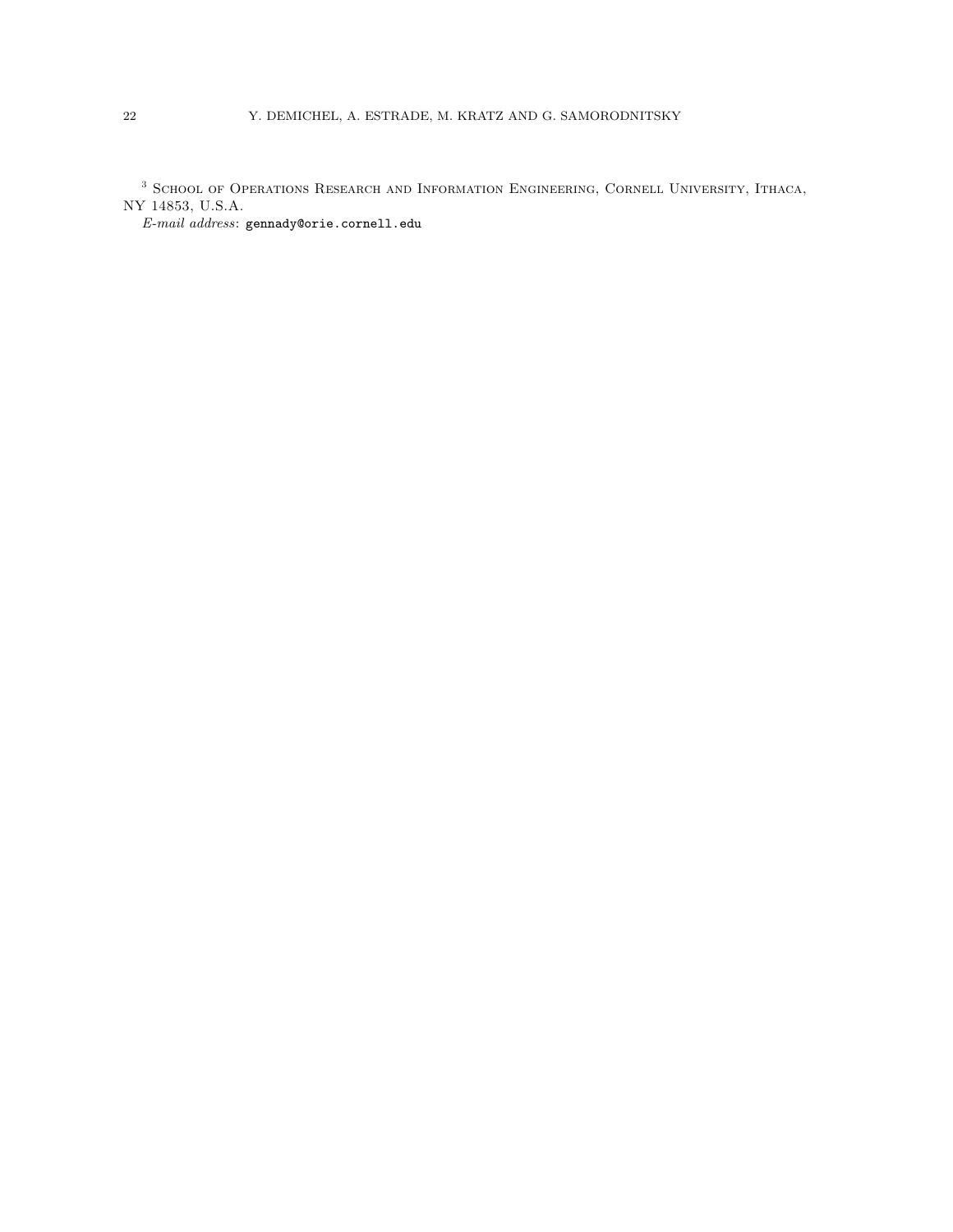[3] School of Operations Research and Information Engineering, Cornell University, Ithaca, NY 14853, U.S.A.

*E-mail address*: gennady@orie.cornell.edu